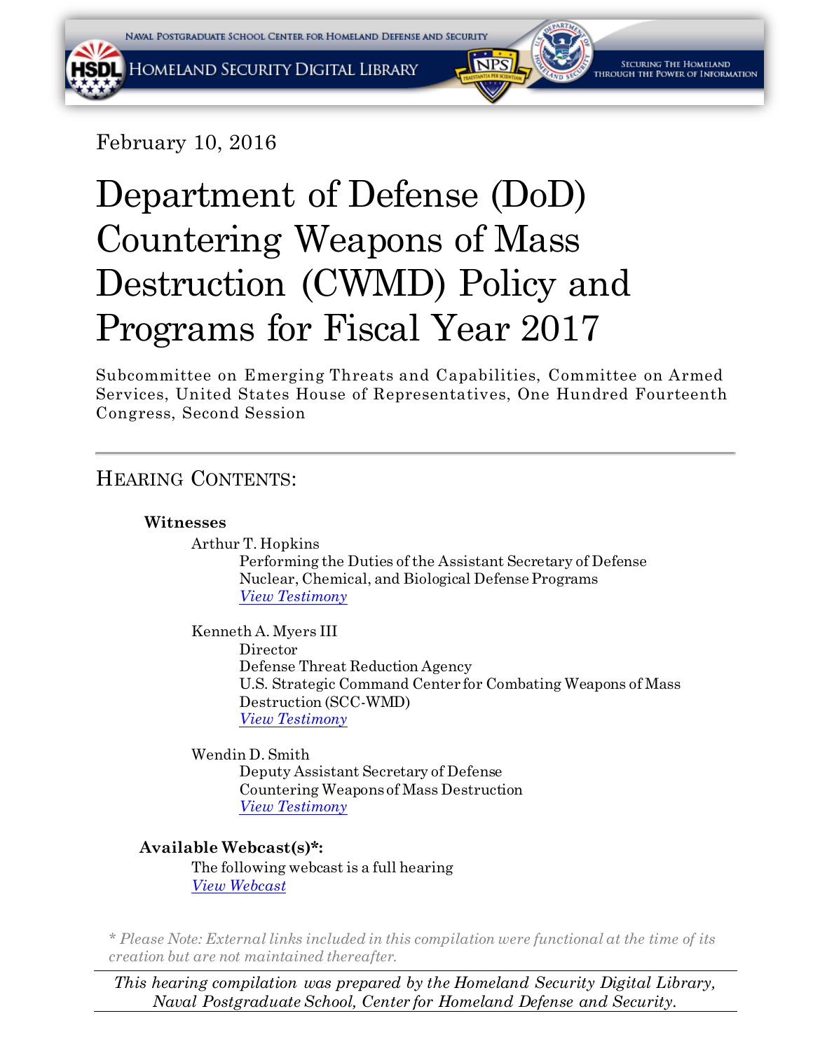February 10, 2016

# Department of Defense (DoD) Countering Weapons of Mass Destruction (CWMD) Policy and Programs for Fiscal Year 2017

Subcommittee on Emerging Threats and Capabilities, Committee on Armed Services, United States House of Representatives, One Hundred Fourteenth Congress, Second Session

---

## Hearing Contents:

**Witnesses**

Arthur T. Hopkins
Performing the Duties of the Assistant Secretary of Defense
Nuclear, Chemical, and Biological Defense Programs
*View Testimony*

Kenneth A. Myers III
Director
Defense Threat Reduction Agency
U.S. Strategic Command Center for Combating Weapons of Mass Destruction (SCC-WMD)
*View Testimony*

Wendin D. Smith
Deputy Assistant Secretary of Defense
Countering Weapons of Mass Destruction
*View Testimony*

**Available Webcast(s)*:**

The following webcast is a full hearing
*View Webcast*

*\* Please Note: External links included in this compilation were functional at the time of its creation but are not maintained thereafter.*

*This hearing compilation was prepared by the Homeland Security Digital Library, Naval Postgraduate School, Center for Homeland Defense and Security.*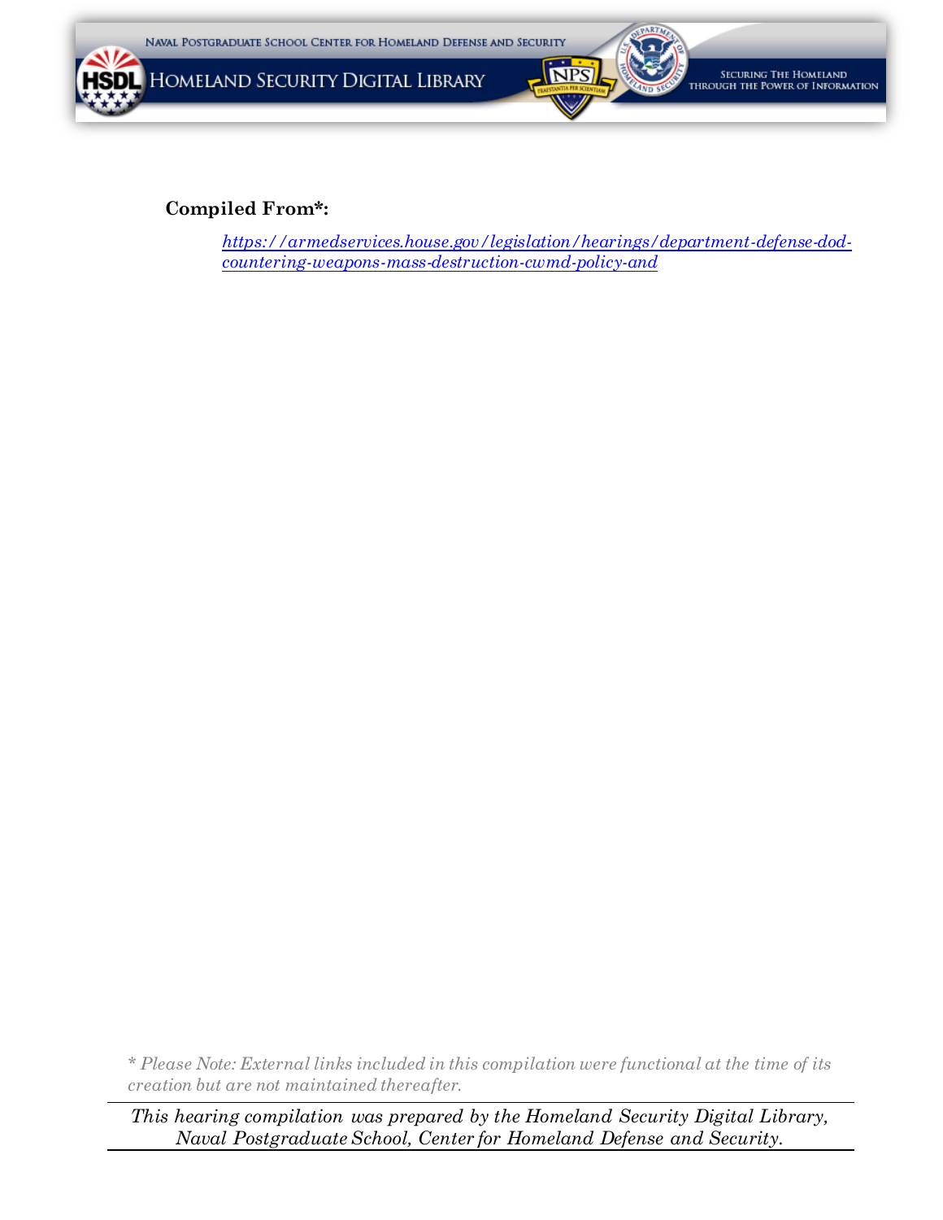**Compiled From*:**

> *https://armedservices.house.gov/legislation/hearings/department-defense-dod-countering-weapons-mass-destruction-cwmd-policy-and*

*\* Please Note: External links included in this compilation were functional at the time of its creation but are not maintained thereafter.*

---

*This hearing compilation was prepared by the Homeland Security Digital Library, Naval Postgraduate School, Center for Homeland Defense and Security.*

---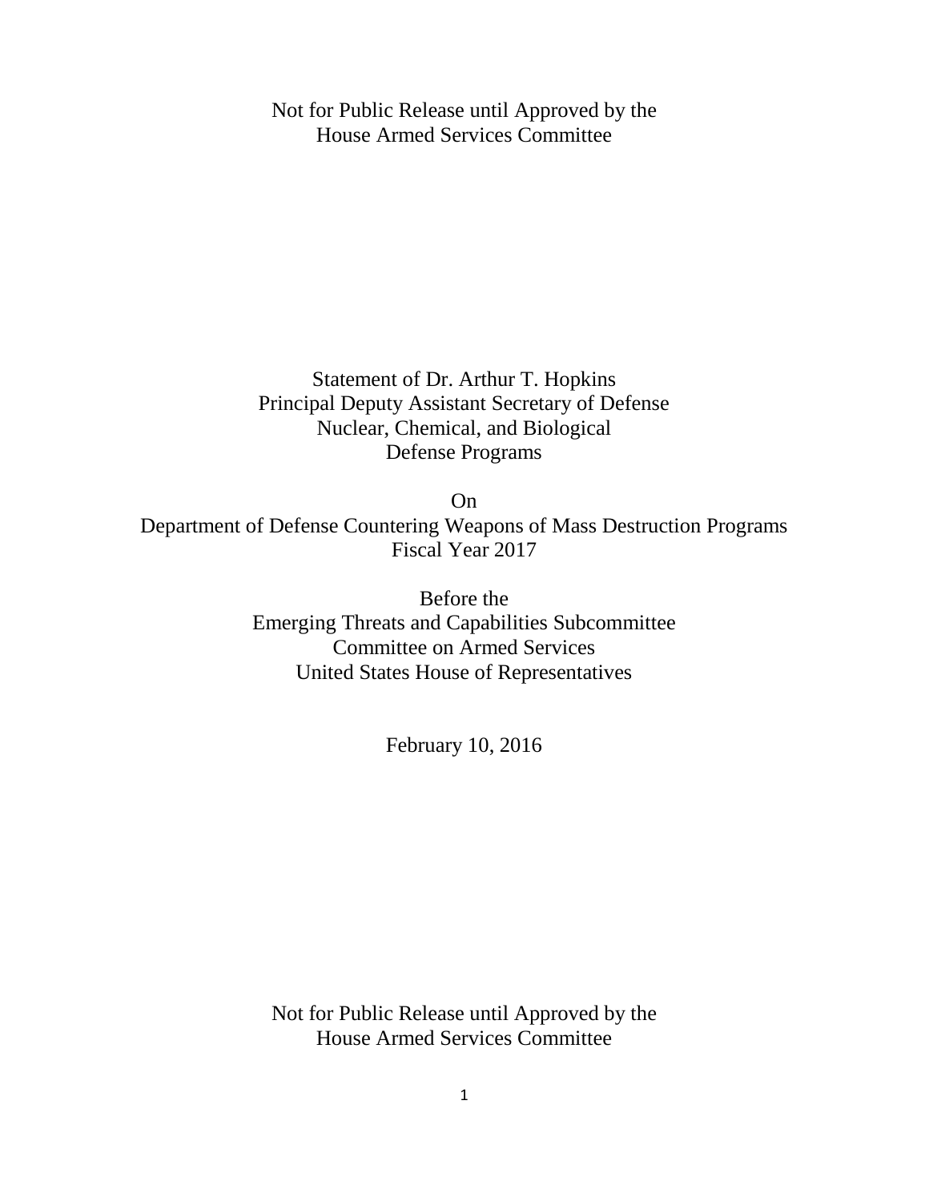Not for Public Release until Approved by the
House Armed Services Committee

Statement of Dr. Arthur T. Hopkins
Principal Deputy Assistant Secretary of Defense
Nuclear, Chemical, and Biological
Defense Programs

On
Department of Defense Countering Weapons of Mass Destruction Programs
Fiscal Year 2017

Before the
Emerging Threats and Capabilities Subcommittee
Committee on Armed Services
United States House of Representatives

February 10, 2016

Not for Public Release until Approved by the
House Armed Services Committee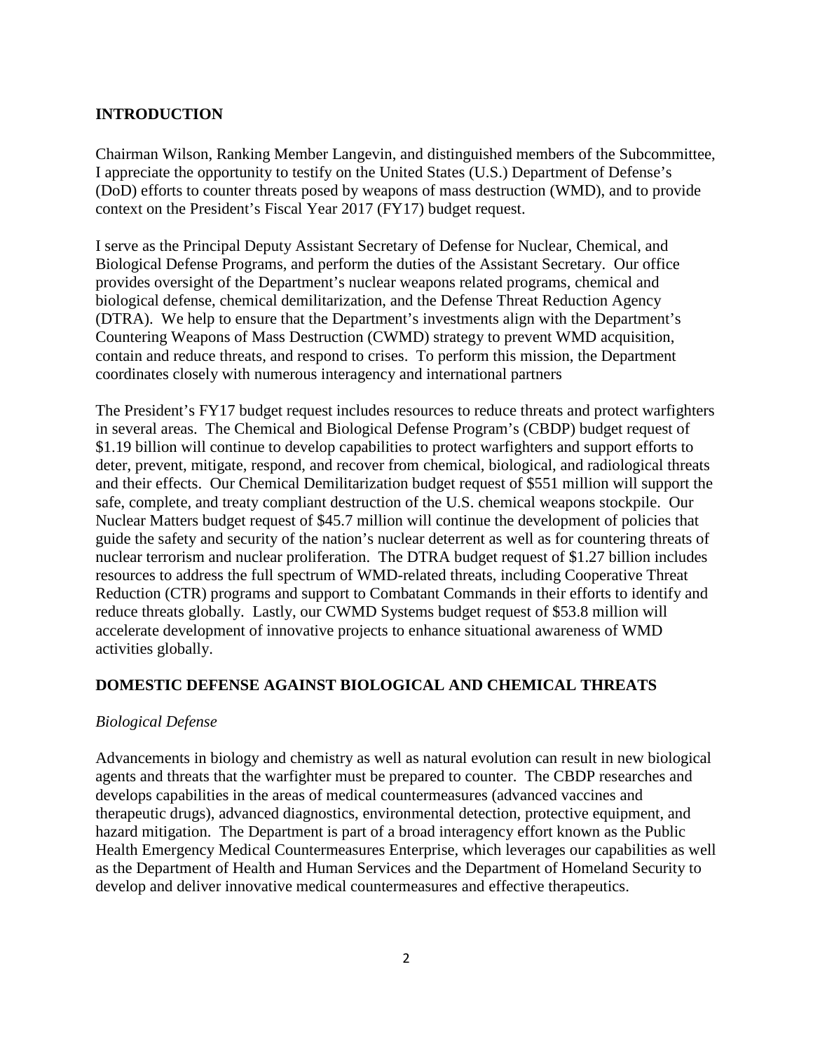## INTRODUCTION

Chairman Wilson, Ranking Member Langevin, and distinguished members of the Subcommittee, I appreciate the opportunity to testify on the United States (U.S.) Department of Defense's (DoD) efforts to counter threats posed by weapons of mass destruction (WMD), and to provide context on the President's Fiscal Year 2017 (FY17) budget request.

I serve as the Principal Deputy Assistant Secretary of Defense for Nuclear, Chemical, and Biological Defense Programs, and perform the duties of the Assistant Secretary. Our office provides oversight of the Department's nuclear weapons related programs, chemical and biological defense, chemical demilitarization, and the Defense Threat Reduction Agency (DTRA). We help to ensure that the Department's investments align with the Department's Countering Weapons of Mass Destruction (CWMD) strategy to prevent WMD acquisition, contain and reduce threats, and respond to crises. To perform this mission, the Department coordinates closely with numerous interagency and international partners

The President's FY17 budget request includes resources to reduce threats and protect warfighters in several areas. The Chemical and Biological Defense Program's (CBDP) budget request of $1.19 billion will continue to develop capabilities to protect warfighters and support efforts to deter, prevent, mitigate, respond, and recover from chemical, biological, and radiological threats and their effects. Our Chemical Demilitarization budget request of $551 million will support the safe, complete, and treaty compliant destruction of the U.S. chemical weapons stockpile. Our Nuclear Matters budget request of $45.7 million will continue the development of policies that guide the safety and security of the nation's nuclear deterrent as well as for countering threats of nuclear terrorism and nuclear proliferation. The DTRA budget request of $1.27 billion includes resources to address the full spectrum of WMD-related threats, including Cooperative Threat Reduction (CTR) programs and support to Combatant Commands in their efforts to identify and reduce threats globally. Lastly, our CWMD Systems budget request of $53.8 million will accelerate development of innovative projects to enhance situational awareness of WMD activities globally.

## DOMESTIC DEFENSE AGAINST BIOLOGICAL AND CHEMICAL THREATS

### *Biological Defense*

Advancements in biology and chemistry as well as natural evolution can result in new biological agents and threats that the warfighter must be prepared to counter. The CBDP researches and develops capabilities in the areas of medical countermeasures (advanced vaccines and therapeutic drugs), advanced diagnostics, environmental detection, protective equipment, and hazard mitigation. The Department is part of a broad interagency effort known as the Public Health Emergency Medical Countermeasures Enterprise, which leverages our capabilities as well as the Department of Health and Human Services and the Department of Homeland Security to develop and deliver innovative medical countermeasures and effective therapeutics.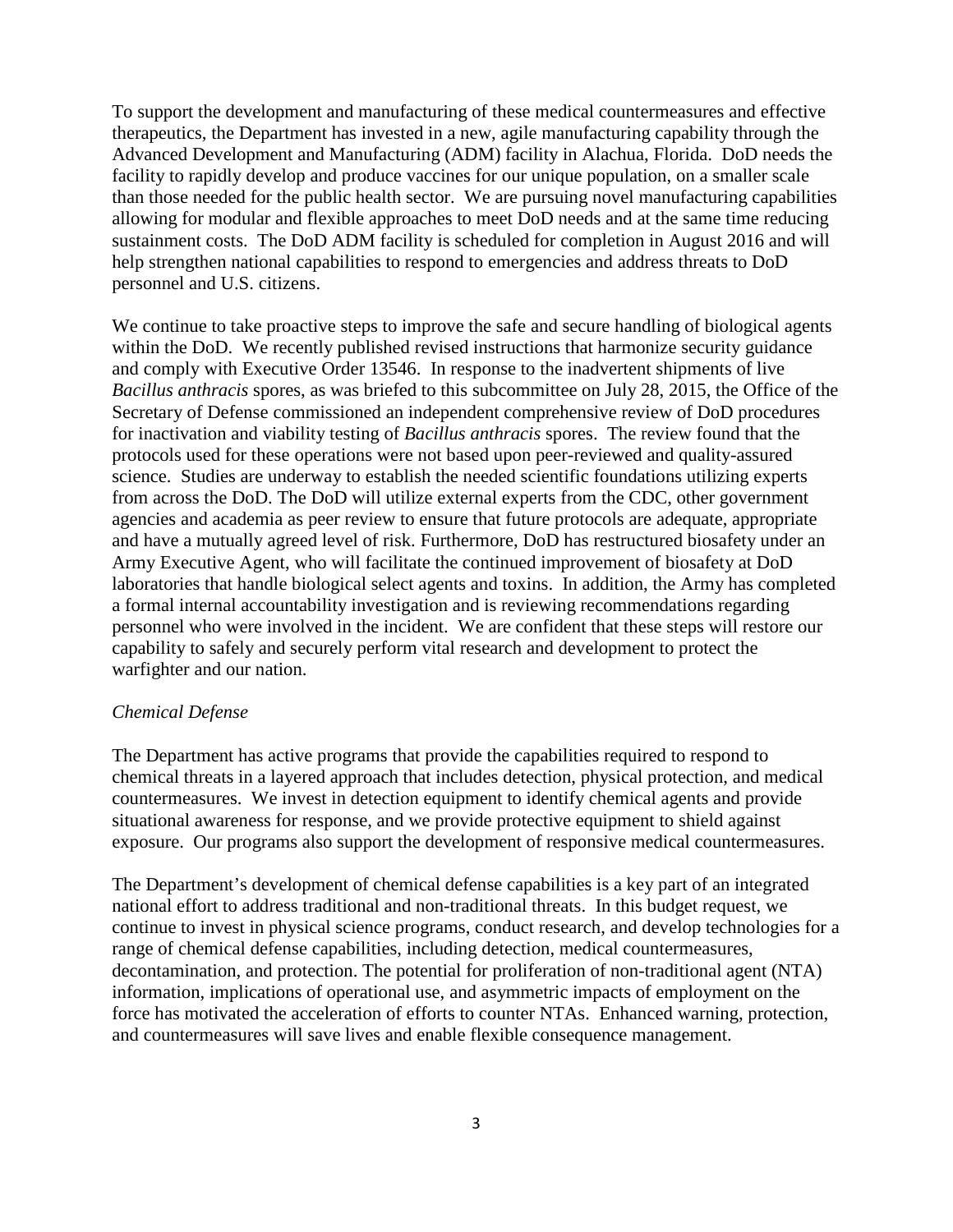To support the development and manufacturing of these medical countermeasures and effective therapeutics, the Department has invested in a new, agile manufacturing capability through the Advanced Development and Manufacturing (ADM) facility in Alachua, Florida. DoD needs the facility to rapidly develop and produce vaccines for our unique population, on a smaller scale than those needed for the public health sector. We are pursuing novel manufacturing capabilities allowing for modular and flexible approaches to meet DoD needs and at the same time reducing sustainment costs. The DoD ADM facility is scheduled for completion in August 2016 and will help strengthen national capabilities to respond to emergencies and address threats to DoD personnel and U.S. citizens.

We continue to take proactive steps to improve the safe and secure handling of biological agents within the DoD. We recently published revised instructions that harmonize security guidance and comply with Executive Order 13546. In response to the inadvertent shipments of live *Bacillus anthracis* spores, as was briefed to this subcommittee on July 28, 2015, the Office of the Secretary of Defense commissioned an independent comprehensive review of DoD procedures for inactivation and viability testing of *Bacillus anthracis* spores. The review found that the protocols used for these operations were not based upon peer-reviewed and quality-assured science. Studies are underway to establish the needed scientific foundations utilizing experts from across the DoD. The DoD will utilize external experts from the CDC, other government agencies and academia as peer review to ensure that future protocols are adequate, appropriate and have a mutually agreed level of risk. Furthermore, DoD has restructured biosafety under an Army Executive Agent, who will facilitate the continued improvement of biosafety at DoD laboratories that handle biological select agents and toxins. In addition, the Army has completed a formal internal accountability investigation and is reviewing recommendations regarding personnel who were involved in the incident. We are confident that these steps will restore our capability to safely and securely perform vital research and development to protect the warfighter and our nation.

*Chemical Defense*

The Department has active programs that provide the capabilities required to respond to chemical threats in a layered approach that includes detection, physical protection, and medical countermeasures. We invest in detection equipment to identify chemical agents and provide situational awareness for response, and we provide protective equipment to shield against exposure. Our programs also support the development of responsive medical countermeasures.

The Department's development of chemical defense capabilities is a key part of an integrated national effort to address traditional and non-traditional threats. In this budget request, we continue to invest in physical science programs, conduct research, and develop technologies for a range of chemical defense capabilities, including detection, medical countermeasures, decontamination, and protection. The potential for proliferation of non-traditional agent (NTA) information, implications of operational use, and asymmetric impacts of employment on the force has motivated the acceleration of efforts to counter NTAs. Enhanced warning, protection, and countermeasures will save lives and enable flexible consequence management.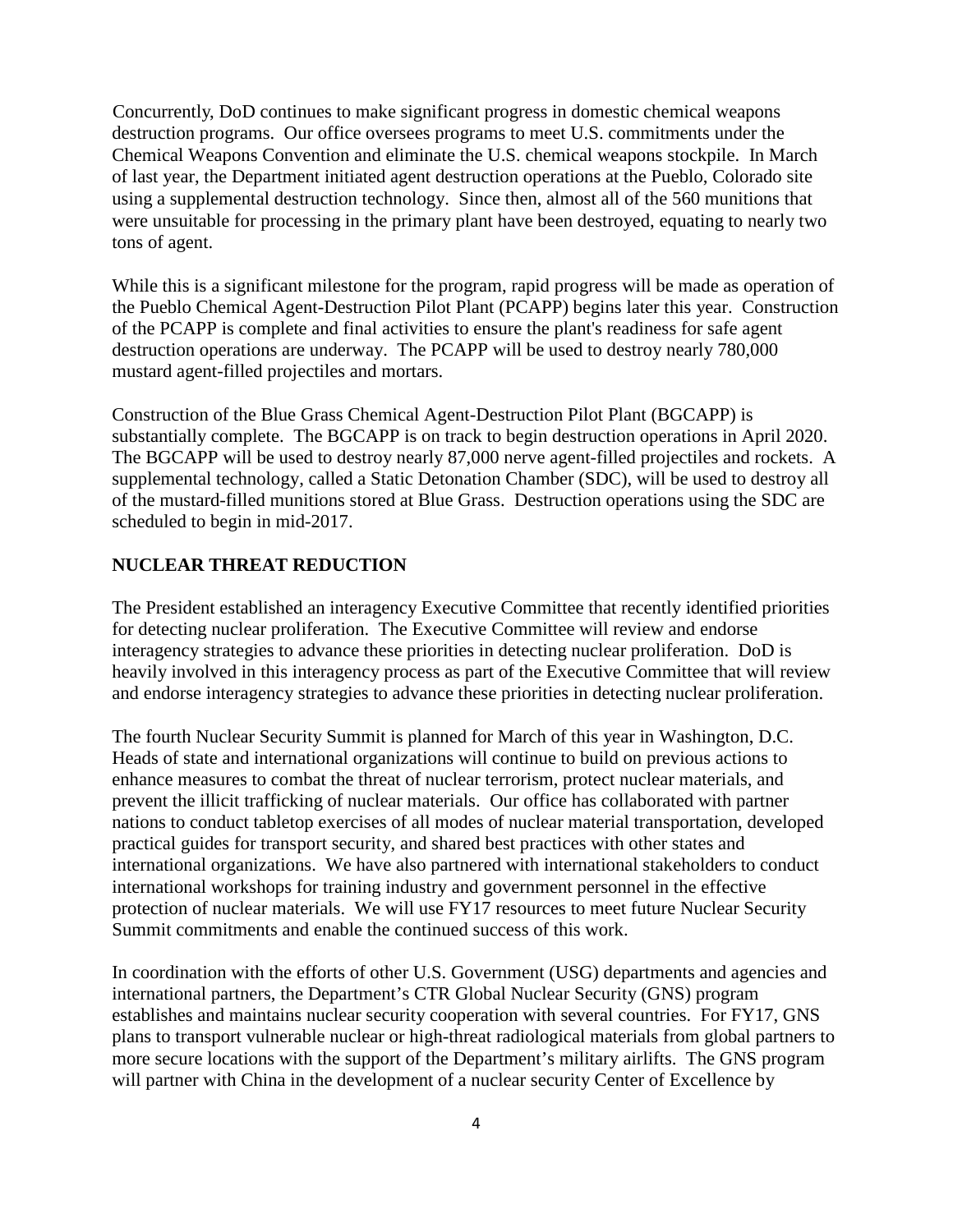Concurrently, DoD continues to make significant progress in domestic chemical weapons destruction programs. Our office oversees programs to meet U.S. commitments under the Chemical Weapons Convention and eliminate the U.S. chemical weapons stockpile. In March of last year, the Department initiated agent destruction operations at the Pueblo, Colorado site using a supplemental destruction technology. Since then, almost all of the 560 munitions that were unsuitable for processing in the primary plant have been destroyed, equating to nearly two tons of agent.

While this is a significant milestone for the program, rapid progress will be made as operation of the Pueblo Chemical Agent-Destruction Pilot Plant (PCAPP) begins later this year. Construction of the PCAPP is complete and final activities to ensure the plant's readiness for safe agent destruction operations are underway. The PCAPP will be used to destroy nearly 780,000 mustard agent-filled projectiles and mortars.

Construction of the Blue Grass Chemical Agent-Destruction Pilot Plant (BGCAPP) is substantially complete. The BGCAPP is on track to begin destruction operations in April 2020. The BGCAPP will be used to destroy nearly 87,000 nerve agent-filled projectiles and rockets. A supplemental technology, called a Static Detonation Chamber (SDC), will be used to destroy all of the mustard-filled munitions stored at Blue Grass. Destruction operations using the SDC are scheduled to begin in mid-2017.

## NUCLEAR THREAT REDUCTION

The President established an interagency Executive Committee that recently identified priorities for detecting nuclear proliferation. The Executive Committee will review and endorse interagency strategies to advance these priorities in detecting nuclear proliferation. DoD is heavily involved in this interagency process as part of the Executive Committee that will review and endorse interagency strategies to advance these priorities in detecting nuclear proliferation.

The fourth Nuclear Security Summit is planned for March of this year in Washington, D.C. Heads of state and international organizations will continue to build on previous actions to enhance measures to combat the threat of nuclear terrorism, protect nuclear materials, and prevent the illicit trafficking of nuclear materials. Our office has collaborated with partner nations to conduct tabletop exercises of all modes of nuclear material transportation, developed practical guides for transport security, and shared best practices with other states and international organizations. We have also partnered with international stakeholders to conduct international workshops for training industry and government personnel in the effective protection of nuclear materials. We will use FY17 resources to meet future Nuclear Security Summit commitments and enable the continued success of this work.

In coordination with the efforts of other U.S. Government (USG) departments and agencies and international partners, the Department's CTR Global Nuclear Security (GNS) program establishes and maintains nuclear security cooperation with several countries. For FY17, GNS plans to transport vulnerable nuclear or high-threat radiological materials from global partners to more secure locations with the support of the Department's military airlifts. The GNS program will partner with China in the development of a nuclear security Center of Excellence by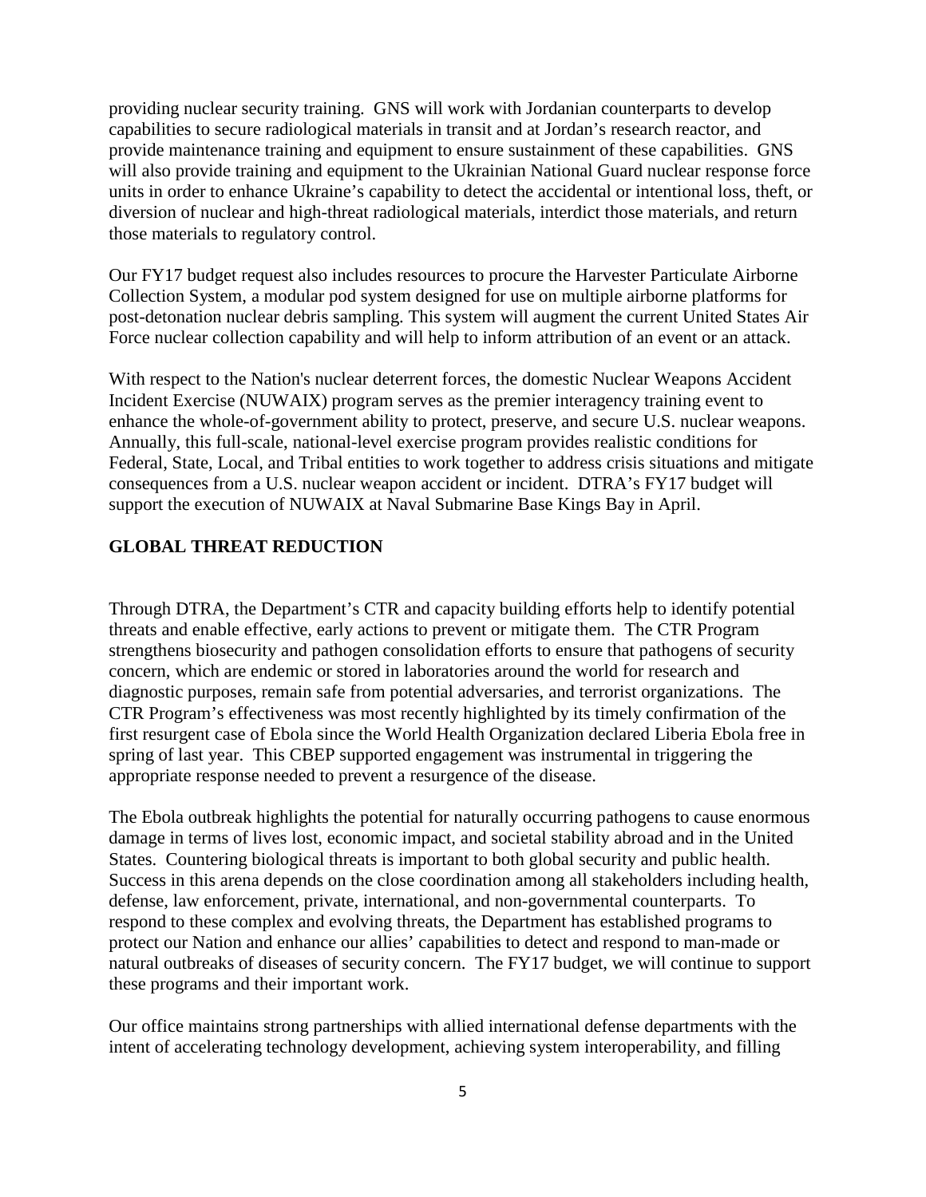providing nuclear security training. GNS will work with Jordanian counterparts to develop capabilities to secure radiological materials in transit and at Jordan's research reactor, and provide maintenance training and equipment to ensure sustainment of these capabilities. GNS will also provide training and equipment to the Ukrainian National Guard nuclear response force units in order to enhance Ukraine's capability to detect the accidental or intentional loss, theft, or diversion of nuclear and high-threat radiological materials, interdict those materials, and return those materials to regulatory control.

Our FY17 budget request also includes resources to procure the Harvester Particulate Airborne Collection System, a modular pod system designed for use on multiple airborne platforms for post-detonation nuclear debris sampling. This system will augment the current United States Air Force nuclear collection capability and will help to inform attribution of an event or an attack.

With respect to the Nation's nuclear deterrent forces, the domestic Nuclear Weapons Accident Incident Exercise (NUWAIX) program serves as the premier interagency training event to enhance the whole-of-government ability to protect, preserve, and secure U.S. nuclear weapons. Annually, this full-scale, national-level exercise program provides realistic conditions for Federal, State, Local, and Tribal entities to work together to address crisis situations and mitigate consequences from a U.S. nuclear weapon accident or incident. DTRA's FY17 budget will support the execution of NUWAIX at Naval Submarine Base Kings Bay in April.

## GLOBAL THREAT REDUCTION

Through DTRA, the Department's CTR and capacity building efforts help to identify potential threats and enable effective, early actions to prevent or mitigate them. The CTR Program strengthens biosecurity and pathogen consolidation efforts to ensure that pathogens of security concern, which are endemic or stored in laboratories around the world for research and diagnostic purposes, remain safe from potential adversaries, and terrorist organizations. The CTR Program's effectiveness was most recently highlighted by its timely confirmation of the first resurgent case of Ebola since the World Health Organization declared Liberia Ebola free in spring of last year. This CBEP supported engagement was instrumental in triggering the appropriate response needed to prevent a resurgence of the disease.

The Ebola outbreak highlights the potential for naturally occurring pathogens to cause enormous damage in terms of lives lost, economic impact, and societal stability abroad and in the United States. Countering biological threats is important to both global security and public health. Success in this arena depends on the close coordination among all stakeholders including health, defense, law enforcement, private, international, and non-governmental counterparts. To respond to these complex and evolving threats, the Department has established programs to protect our Nation and enhance our allies' capabilities to detect and respond to man-made or natural outbreaks of diseases of security concern. The FY17 budget, we will continue to support these programs and their important work.

Our office maintains strong partnerships with allied international defense departments with the intent of accelerating technology development, achieving system interoperability, and filling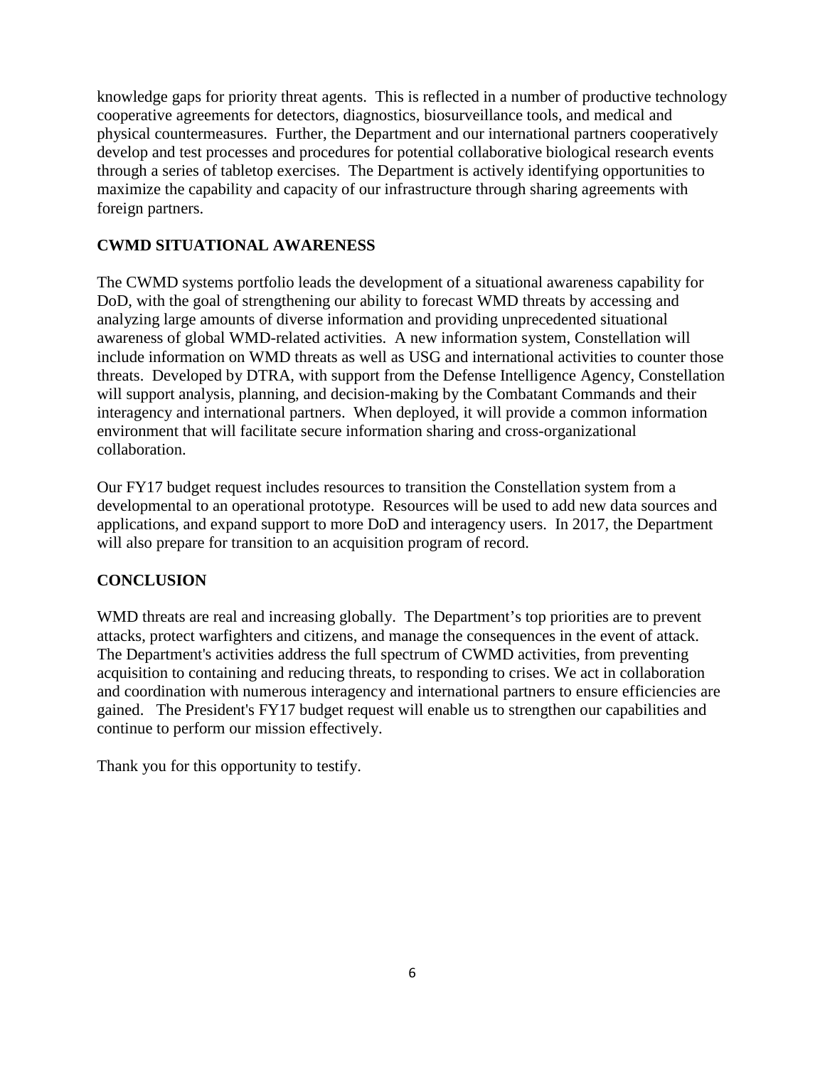knowledge gaps for priority threat agents. This is reflected in a number of productive technology cooperative agreements for detectors, diagnostics, biosurveillance tools, and medical and physical countermeasures. Further, the Department and our international partners cooperatively develop and test processes and procedures for potential collaborative biological research events through a series of tabletop exercises. The Department is actively identifying opportunities to maximize the capability and capacity of our infrastructure through sharing agreements with foreign partners.

**CWMD SITUATIONAL AWARENESS**

The CWMD systems portfolio leads the development of a situational awareness capability for DoD, with the goal of strengthening our ability to forecast WMD threats by accessing and analyzing large amounts of diverse information and providing unprecedented situational awareness of global WMD-related activities. A new information system, Constellation will include information on WMD threats as well as USG and international activities to counter those threats. Developed by DTRA, with support from the Defense Intelligence Agency, Constellation will support analysis, planning, and decision-making by the Combatant Commands and their interagency and international partners. When deployed, it will provide a common information environment that will facilitate secure information sharing and cross-organizational collaboration.

Our FY17 budget request includes resources to transition the Constellation system from a developmental to an operational prototype. Resources will be used to add new data sources and applications, and expand support to more DoD and interagency users. In 2017, the Department will also prepare for transition to an acquisition program of record.

**CONCLUSION**

WMD threats are real and increasing globally. The Department's top priorities are to prevent attacks, protect warfighters and citizens, and manage the consequences in the event of attack. The Department's activities address the full spectrum of CWMD activities, from preventing acquisition to containing and reducing threats, to responding to crises. We act in collaboration and coordination with numerous interagency and international partners to ensure efficiencies are gained. The President's FY17 budget request will enable us to strengthen our capabilities and continue to perform our mission effectively.

Thank you for this opportunity to testify.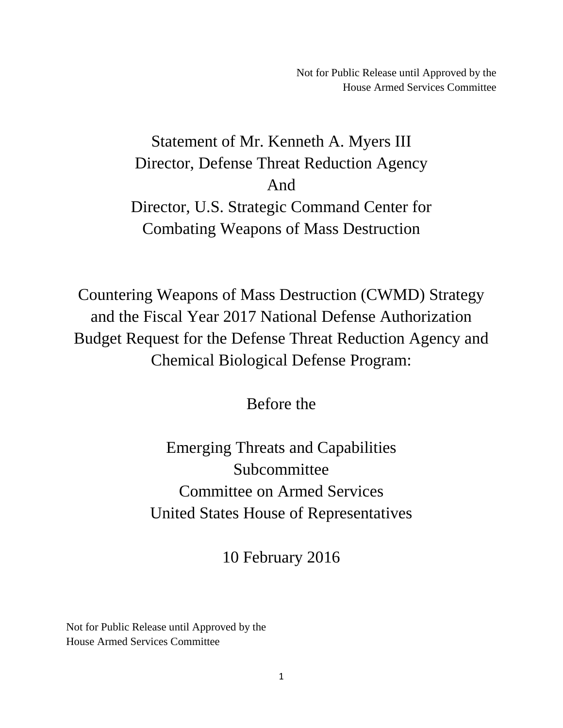Not for Public Release until Approved by the
House Armed Services Committee

# Statement of Mr. Kenneth A. Myers III
# Director, Defense Threat Reduction Agency
# And
# Director, U.S. Strategic Command Center for Combating Weapons of Mass Destruction

## Countering Weapons of Mass Destruction (CWMD) Strategy and the Fiscal Year 2017 National Defense Authorization Budget Request for the Defense Threat Reduction Agency and Chemical Biological Defense Program:

Before the

Emerging Threats and Capabilities Subcommittee
Committee on Armed Services
United States House of Representatives

10 February 2016

Not for Public Release until Approved by the
House Armed Services Committee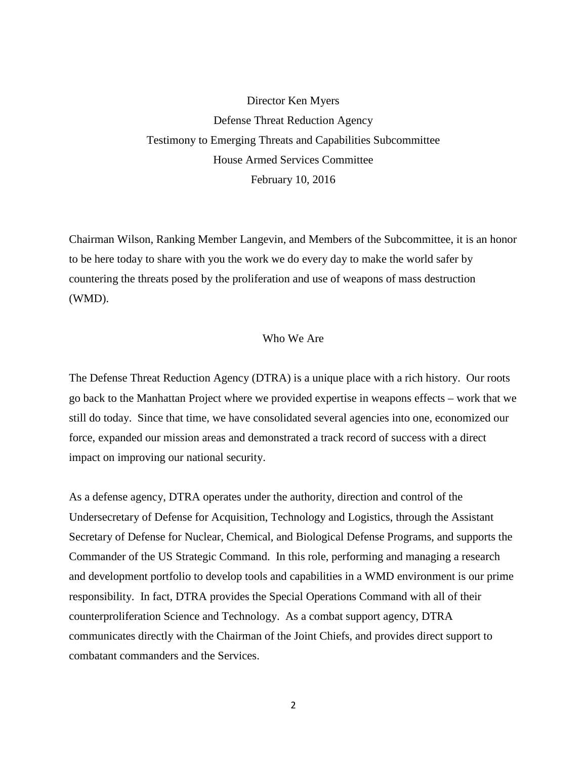Director Ken Myers

Defense Threat Reduction Agency

Testimony to Emerging Threats and Capabilities Subcommittee

House Armed Services Committee

February 10, 2016

Chairman Wilson, Ranking Member Langevin, and Members of the Subcommittee, it is an honor to be here today to share with you the work we do every day to make the world safer by countering the threats posed by the proliferation and use of weapons of mass destruction (WMD).

## Who We Are

The Defense Threat Reduction Agency (DTRA) is a unique place with a rich history. Our roots go back to the Manhattan Project where we provided expertise in weapons effects – work that we still do today. Since that time, we have consolidated several agencies into one, economized our force, expanded our mission areas and demonstrated a track record of success with a direct impact on improving our national security.

As a defense agency, DTRA operates under the authority, direction and control of the Undersecretary of Defense for Acquisition, Technology and Logistics, through the Assistant Secretary of Defense for Nuclear, Chemical, and Biological Defense Programs, and supports the Commander of the US Strategic Command. In this role, performing and managing a research and development portfolio to develop tools and capabilities in a WMD environment is our prime responsibility. In fact, DTRA provides the Special Operations Command with all of their counterproliferation Science and Technology. As a combat support agency, DTRA communicates directly with the Chairman of the Joint Chiefs, and provides direct support to combatant commanders and the Services.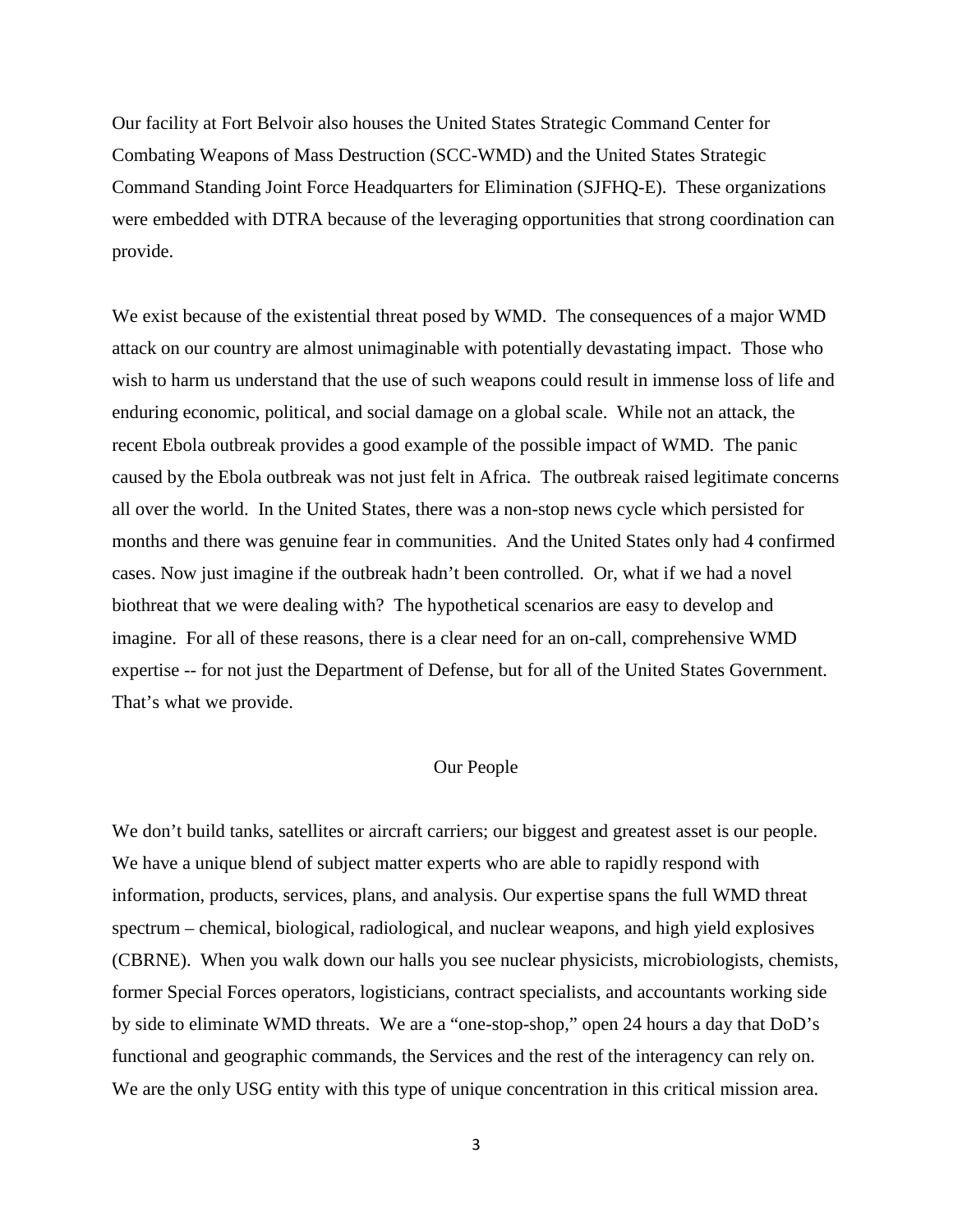Our facility at Fort Belvoir also houses the United States Strategic Command Center for Combating Weapons of Mass Destruction (SCC-WMD) and the United States Strategic Command Standing Joint Force Headquarters for Elimination (SJFHQ-E). These organizations were embedded with DTRA because of the leveraging opportunities that strong coordination can provide.

We exist because of the existential threat posed by WMD. The consequences of a major WMD attack on our country are almost unimaginable with potentially devastating impact. Those who wish to harm us understand that the use of such weapons could result in immense loss of life and enduring economic, political, and social damage on a global scale. While not an attack, the recent Ebola outbreak provides a good example of the possible impact of WMD. The panic caused by the Ebola outbreak was not just felt in Africa. The outbreak raised legitimate concerns all over the world. In the United States, there was a non-stop news cycle which persisted for months and there was genuine fear in communities. And the United States only had 4 confirmed cases. Now just imagine if the outbreak hadn't been controlled. Or, what if we had a novel biothreat that we were dealing with? The hypothetical scenarios are easy to develop and imagine. For all of these reasons, there is a clear need for an on-call, comprehensive WMD expertise -- for not just the Department of Defense, but for all of the United States Government. That's what we provide.

## Our People

We don't build tanks, satellites or aircraft carriers; our biggest and greatest asset is our people. We have a unique blend of subject matter experts who are able to rapidly respond with information, products, services, plans, and analysis. Our expertise spans the full WMD threat spectrum – chemical, biological, radiological, and nuclear weapons, and high yield explosives (CBRNE). When you walk down our halls you see nuclear physicists, microbiologists, chemists, former Special Forces operators, logisticians, contract specialists, and accountants working side by side to eliminate WMD threats. We are a "one-stop-shop," open 24 hours a day that DoD's functional and geographic commands, the Services and the rest of the interagency can rely on. We are the only USG entity with this type of unique concentration in this critical mission area.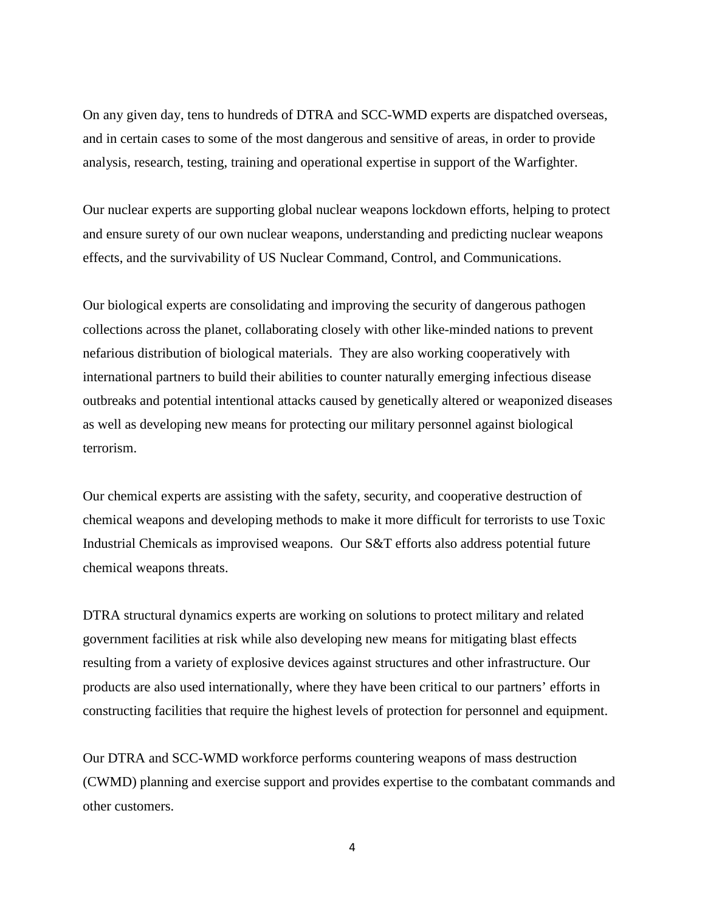On any given day, tens to hundreds of DTRA and SCC-WMD experts are dispatched overseas, and in certain cases to some of the most dangerous and sensitive of areas, in order to provide analysis, research, testing, training and operational expertise in support of the Warfighter.

Our nuclear experts are supporting global nuclear weapons lockdown efforts, helping to protect and ensure surety of our own nuclear weapons, understanding and predicting nuclear weapons effects, and the survivability of US Nuclear Command, Control, and Communications.

Our biological experts are consolidating and improving the security of dangerous pathogen collections across the planet, collaborating closely with other like-minded nations to prevent nefarious distribution of biological materials.  They are also working cooperatively with international partners to build their abilities to counter naturally emerging infectious disease outbreaks and potential intentional attacks caused by genetically altered or weaponized diseases as well as developing new means for protecting our military personnel against biological terrorism.

Our chemical experts are assisting with the safety, security, and cooperative destruction of chemical weapons and developing methods to make it more difficult for terrorists to use Toxic Industrial Chemicals as improvised weapons.  Our S&T efforts also address potential future chemical weapons threats.

DTRA structural dynamics experts are working on solutions to protect military and related government facilities at risk while also developing new means for mitigating blast effects resulting from a variety of explosive devices against structures and other infrastructure. Our products are also used internationally, where they have been critical to our partners' efforts in constructing facilities that require the highest levels of protection for personnel and equipment.

Our DTRA and SCC-WMD workforce performs countering weapons of mass destruction (CWMD) planning and exercise support and provides expertise to the combatant commands and other customers.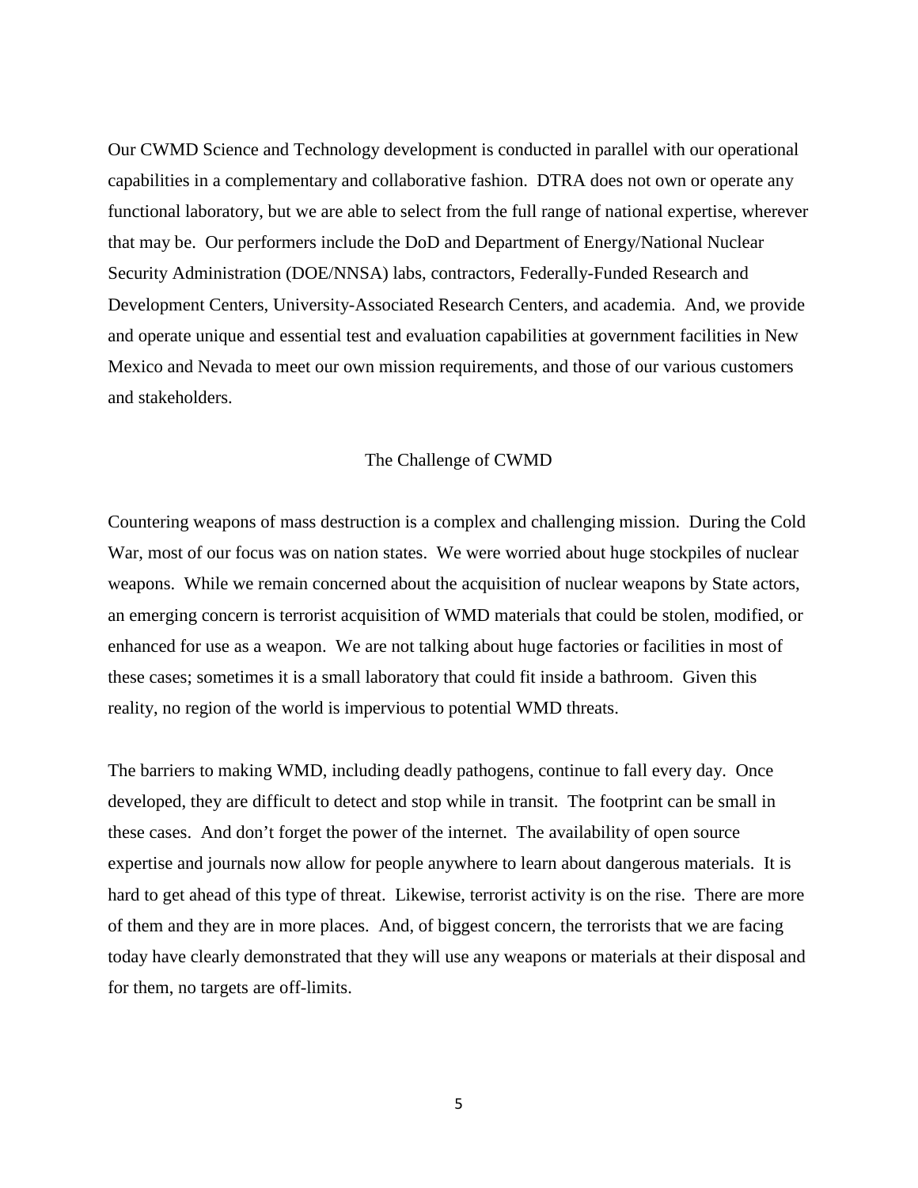Our CWMD Science and Technology development is conducted in parallel with our operational capabilities in a complementary and collaborative fashion. DTRA does not own or operate any functional laboratory, but we are able to select from the full range of national expertise, wherever that may be. Our performers include the DoD and Department of Energy/National Nuclear Security Administration (DOE/NNSA) labs, contractors, Federally-Funded Research and Development Centers, University-Associated Research Centers, and academia. And, we provide and operate unique and essential test and evaluation capabilities at government facilities in New Mexico and Nevada to meet our own mission requirements, and those of our various customers and stakeholders.

## The Challenge of CWMD

Countering weapons of mass destruction is a complex and challenging mission. During the Cold War, most of our focus was on nation states. We were worried about huge stockpiles of nuclear weapons. While we remain concerned about the acquisition of nuclear weapons by State actors, an emerging concern is terrorist acquisition of WMD materials that could be stolen, modified, or enhanced for use as a weapon. We are not talking about huge factories or facilities in most of these cases; sometimes it is a small laboratory that could fit inside a bathroom. Given this reality, no region of the world is impervious to potential WMD threats.

The barriers to making WMD, including deadly pathogens, continue to fall every day. Once developed, they are difficult to detect and stop while in transit. The footprint can be small in these cases. And don't forget the power of the internet. The availability of open source expertise and journals now allow for people anywhere to learn about dangerous materials. It is hard to get ahead of this type of threat. Likewise, terrorist activity is on the rise. There are more of them and they are in more places. And, of biggest concern, the terrorists that we are facing today have clearly demonstrated that they will use any weapons or materials at their disposal and for them, no targets are off-limits.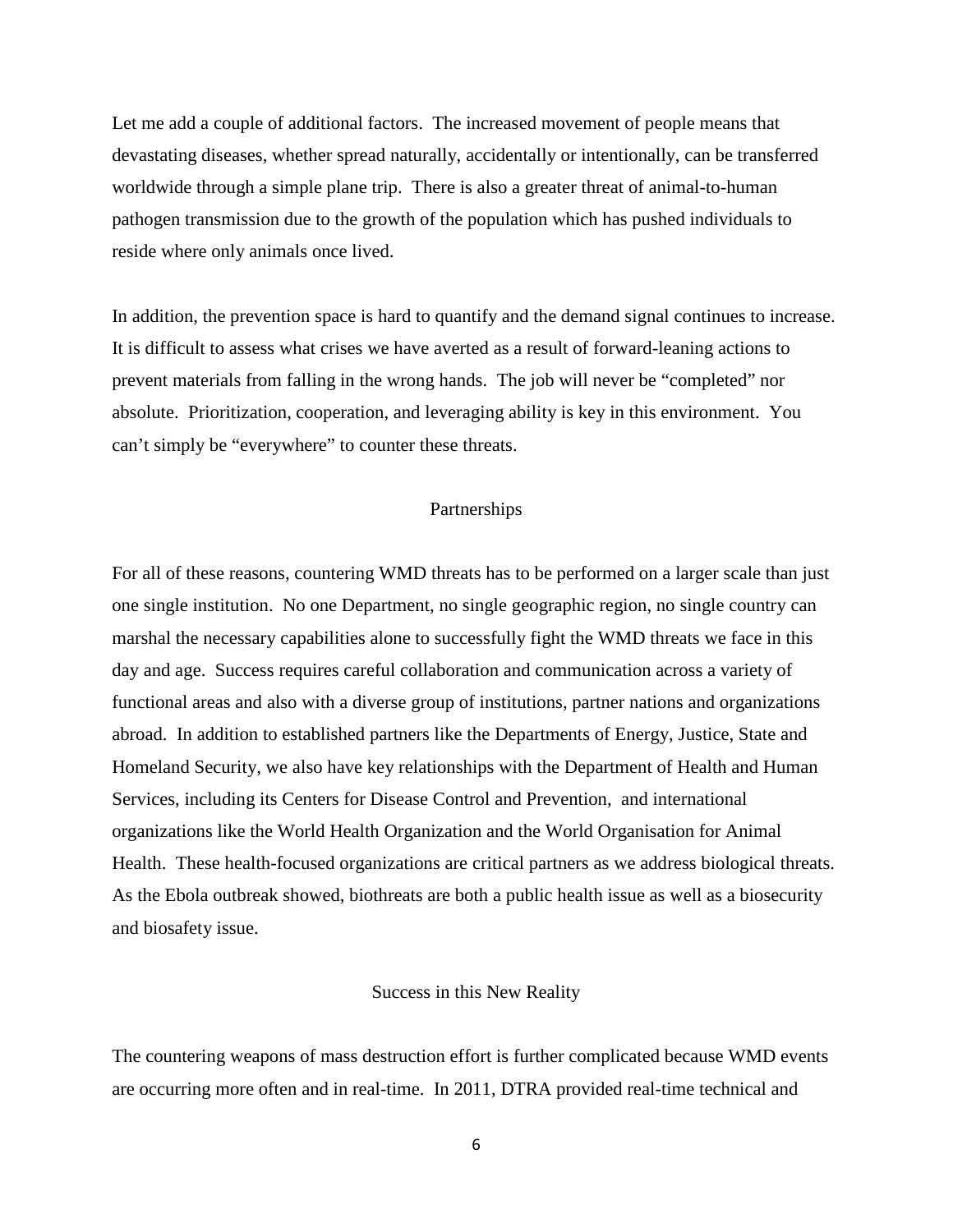Let me add a couple of additional factors. The increased movement of people means that devastating diseases, whether spread naturally, accidentally or intentionally, can be transferred worldwide through a simple plane trip. There is also a greater threat of animal-to-human pathogen transmission due to the growth of the population which has pushed individuals to reside where only animals once lived.

In addition, the prevention space is hard to quantify and the demand signal continues to increase. It is difficult to assess what crises we have averted as a result of forward-leaning actions to prevent materials from falling in the wrong hands. The job will never be "completed" nor absolute. Prioritization, cooperation, and leveraging ability is key in this environment. You can't simply be "everywhere" to counter these threats.

## Partnerships

For all of these reasons, countering WMD threats has to be performed on a larger scale than just one single institution. No one Department, no single geographic region, no single country can marshal the necessary capabilities alone to successfully fight the WMD threats we face in this day and age. Success requires careful collaboration and communication across a variety of functional areas and also with a diverse group of institutions, partner nations and organizations abroad. In addition to established partners like the Departments of Energy, Justice, State and Homeland Security, we also have key relationships with the Department of Health and Human Services, including its Centers for Disease Control and Prevention, and international organizations like the World Health Organization and the World Organisation for Animal Health. These health-focused organizations are critical partners as we address biological threats. As the Ebola outbreak showed, biothreats are both a public health issue as well as a biosecurity and biosafety issue.

## Success in this New Reality

The countering weapons of mass destruction effort is further complicated because WMD events are occurring more often and in real-time. In 2011, DTRA provided real-time technical and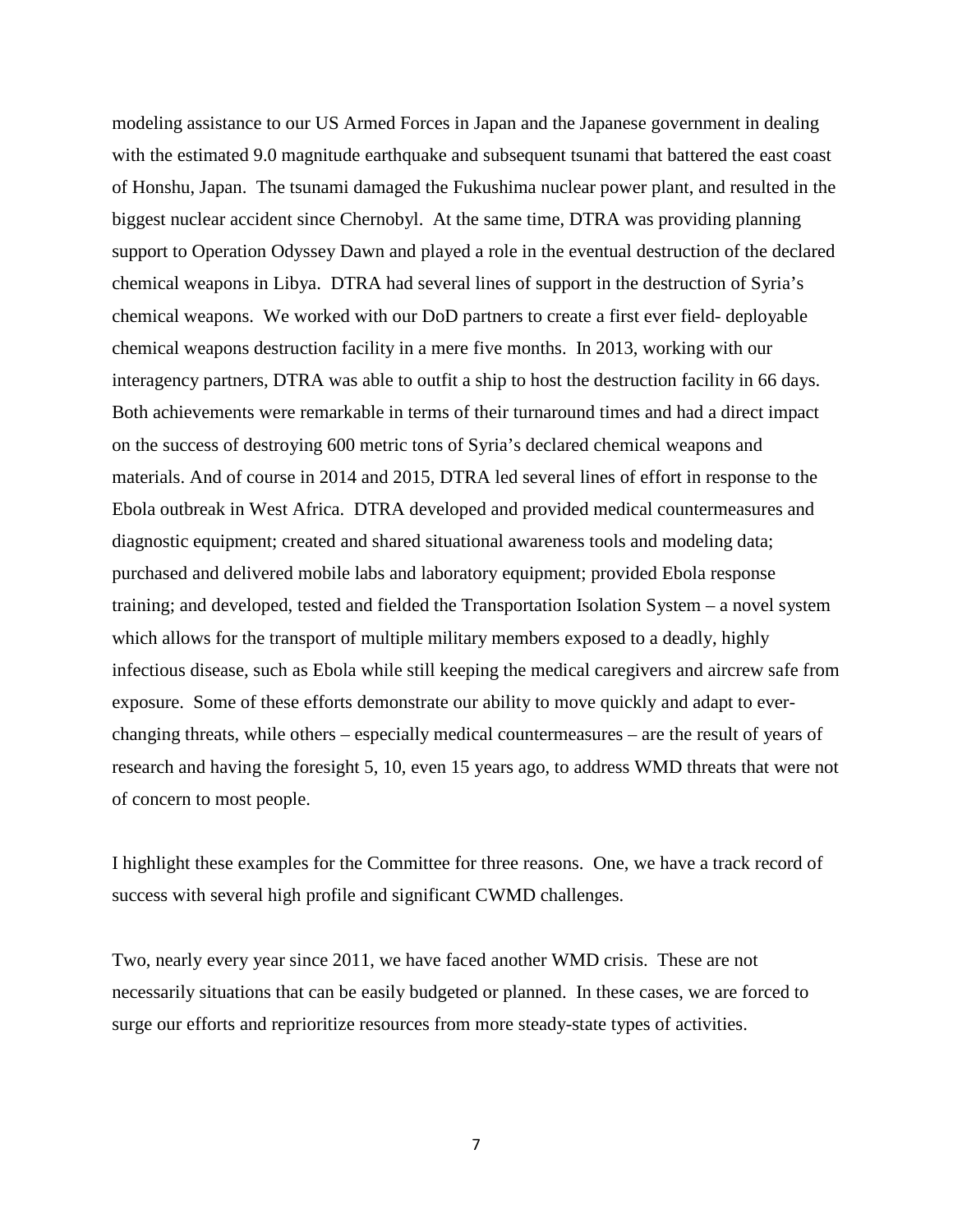modeling assistance to our US Armed Forces in Japan and the Japanese government in dealing with the estimated 9.0 magnitude earthquake and subsequent tsunami that battered the east coast of Honshu, Japan. The tsunami damaged the Fukushima nuclear power plant, and resulted in the biggest nuclear accident since Chernobyl. At the same time, DTRA was providing planning support to Operation Odyssey Dawn and played a role in the eventual destruction of the declared chemical weapons in Libya. DTRA had several lines of support in the destruction of Syria's chemical weapons. We worked with our DoD partners to create a first ever field- deployable chemical weapons destruction facility in a mere five months. In 2013, working with our interagency partners, DTRA was able to outfit a ship to host the destruction facility in 66 days. Both achievements were remarkable in terms of their turnaround times and had a direct impact on the success of destroying 600 metric tons of Syria's declared chemical weapons and materials. And of course in 2014 and 2015, DTRA led several lines of effort in response to the Ebola outbreak in West Africa. DTRA developed and provided medical countermeasures and diagnostic equipment; created and shared situational awareness tools and modeling data; purchased and delivered mobile labs and laboratory equipment; provided Ebola response training; and developed, tested and fielded the Transportation Isolation System – a novel system which allows for the transport of multiple military members exposed to a deadly, highly infectious disease, such as Ebola while still keeping the medical caregivers and aircrew safe from exposure. Some of these efforts demonstrate our ability to move quickly and adapt to ever-changing threats, while others – especially medical countermeasures – are the result of years of research and having the foresight 5, 10, even 15 years ago, to address WMD threats that were not of concern to most people.

I highlight these examples for the Committee for three reasons. One, we have a track record of success with several high profile and significant CWMD challenges.

Two, nearly every year since 2011, we have faced another WMD crisis. These are not necessarily situations that can be easily budgeted or planned. In these cases, we are forced to surge our efforts and reprioritize resources from more steady-state types of activities.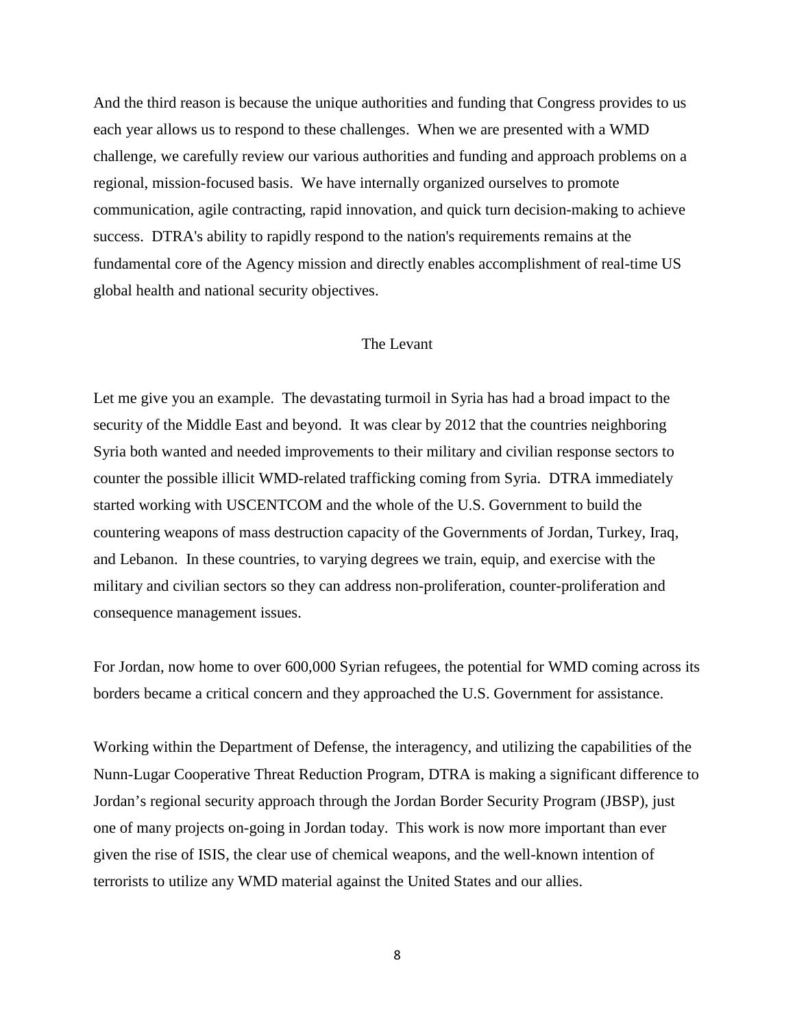And the third reason is because the unique authorities and funding that Congress provides to us each year allows us to respond to these challenges. When we are presented with a WMD challenge, we carefully review our various authorities and funding and approach problems on a regional, mission-focused basis. We have internally organized ourselves to promote communication, agile contracting, rapid innovation, and quick turn decision-making to achieve success. DTRA's ability to rapidly respond to the nation's requirements remains at the fundamental core of the Agency mission and directly enables accomplishment of real-time US global health and national security objectives.

## The Levant

Let me give you an example. The devastating turmoil in Syria has had a broad impact to the security of the Middle East and beyond. It was clear by 2012 that the countries neighboring Syria both wanted and needed improvements to their military and civilian response sectors to counter the possible illicit WMD-related trafficking coming from Syria. DTRA immediately started working with USCENTCOM and the whole of the U.S. Government to build the countering weapons of mass destruction capacity of the Governments of Jordan, Turkey, Iraq, and Lebanon. In these countries, to varying degrees we train, equip, and exercise with the military and civilian sectors so they can address non-proliferation, counter-proliferation and consequence management issues.

For Jordan, now home to over 600,000 Syrian refugees, the potential for WMD coming across its borders became a critical concern and they approached the U.S. Government for assistance.

Working within the Department of Defense, the interagency, and utilizing the capabilities of the Nunn-Lugar Cooperative Threat Reduction Program, DTRA is making a significant difference to Jordan's regional security approach through the Jordan Border Security Program (JBSP), just one of many projects on-going in Jordan today. This work is now more important than ever given the rise of ISIS, the clear use of chemical weapons, and the well-known intention of terrorists to utilize any WMD material against the United States and our allies.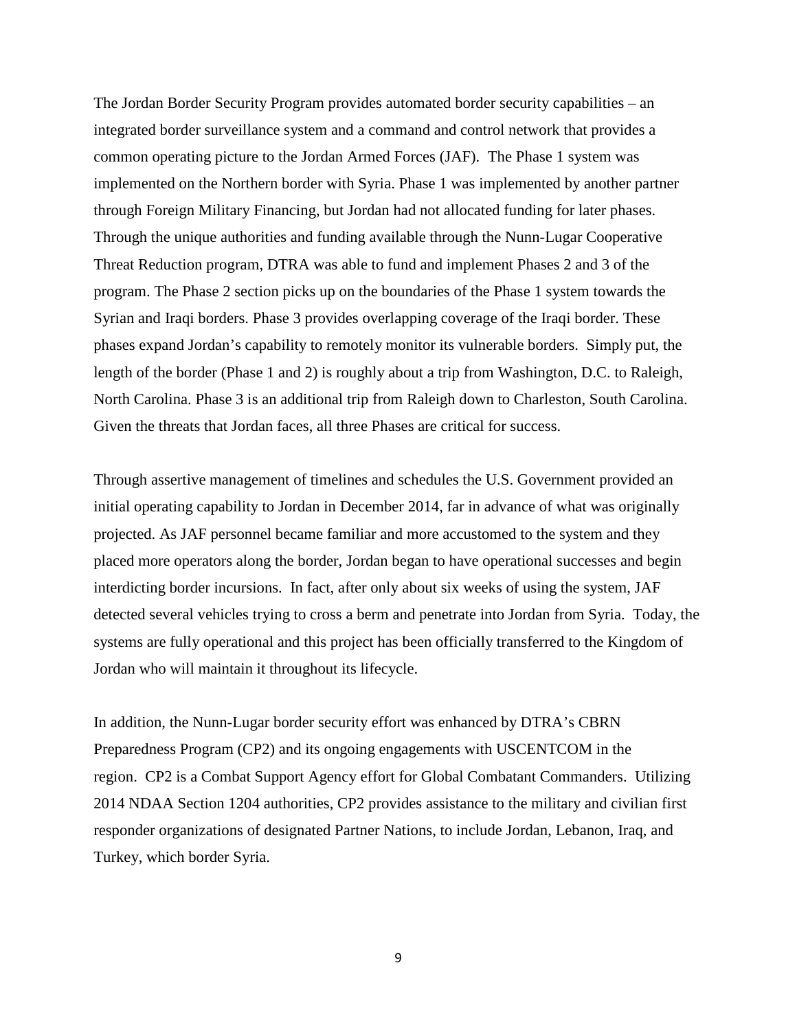The Jordan Border Security Program provides automated border security capabilities – an integrated border surveillance system and a command and control network that provides a common operating picture to the Jordan Armed Forces (JAF). The Phase 1 system was implemented on the Northern border with Syria. Phase 1 was implemented by another partner through Foreign Military Financing, but Jordan had not allocated funding for later phases. Through the unique authorities and funding available through the Nunn-Lugar Cooperative Threat Reduction program, DTRA was able to fund and implement Phases 2 and 3 of the program. The Phase 2 section picks up on the boundaries of the Phase 1 system towards the Syrian and Iraqi borders. Phase 3 provides overlapping coverage of the Iraqi border. These phases expand Jordan's capability to remotely monitor its vulnerable borders. Simply put, the length of the border (Phase 1 and 2) is roughly about a trip from Washington, D.C. to Raleigh, North Carolina. Phase 3 is an additional trip from Raleigh down to Charleston, South Carolina. Given the threats that Jordan faces, all three Phases are critical for success.

Through assertive management of timelines and schedules the U.S. Government provided an initial operating capability to Jordan in December 2014, far in advance of what was originally projected. As JAF personnel became familiar and more accustomed to the system and they placed more operators along the border, Jordan began to have operational successes and begin interdicting border incursions. In fact, after only about six weeks of using the system, JAF detected several vehicles trying to cross a berm and penetrate into Jordan from Syria. Today, the systems are fully operational and this project has been officially transferred to the Kingdom of Jordan who will maintain it throughout its lifecycle.

In addition, the Nunn-Lugar border security effort was enhanced by DTRA's CBRN Preparedness Program (CP2) and its ongoing engagements with USCENTCOM in the region. CP2 is a Combat Support Agency effort for Global Combatant Commanders. Utilizing 2014 NDAA Section 1204 authorities, CP2 provides assistance to the military and civilian first responder organizations of designated Partner Nations, to include Jordan, Lebanon, Iraq, and Turkey, which border Syria.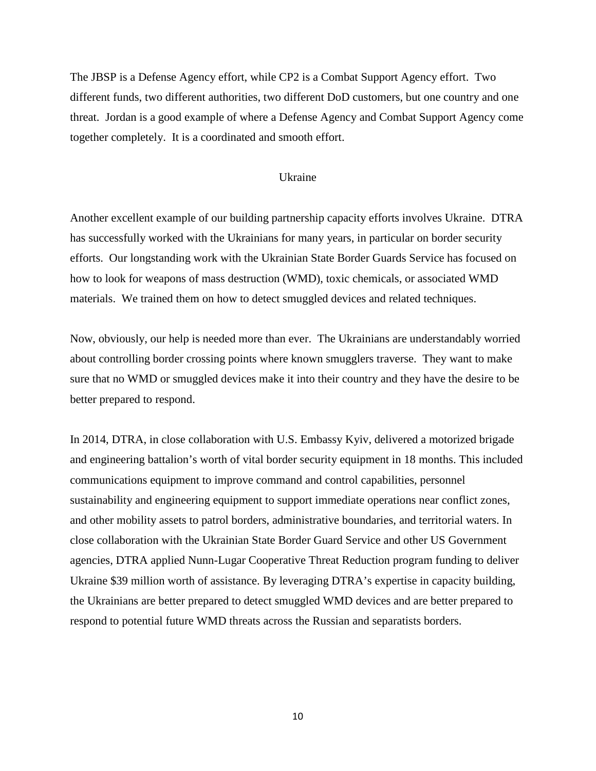The JBSP is a Defense Agency effort, while CP2 is a Combat Support Agency effort. Two different funds, two different authorities, two different DoD customers, but one country and one threat. Jordan is a good example of where a Defense Agency and Combat Support Agency come together completely. It is a coordinated and smooth effort.

## Ukraine

Another excellent example of our building partnership capacity efforts involves Ukraine. DTRA has successfully worked with the Ukrainians for many years, in particular on border security efforts. Our longstanding work with the Ukrainian State Border Guards Service has focused on how to look for weapons of mass destruction (WMD), toxic chemicals, or associated WMD materials. We trained them on how to detect smuggled devices and related techniques.

Now, obviously, our help is needed more than ever. The Ukrainians are understandably worried about controlling border crossing points where known smugglers traverse. They want to make sure that no WMD or smuggled devices make it into their country and they have the desire to be better prepared to respond.

In 2014, DTRA, in close collaboration with U.S. Embassy Kyiv, delivered a motorized brigade and engineering battalion's worth of vital border security equipment in 18 months. This included communications equipment to improve command and control capabilities, personnel sustainability and engineering equipment to support immediate operations near conflict zones, and other mobility assets to patrol borders, administrative boundaries, and territorial waters. In close collaboration with the Ukrainian State Border Guard Service and other US Government agencies, DTRA applied Nunn-Lugar Cooperative Threat Reduction program funding to deliver Ukraine $39 million worth of assistance. By leveraging DTRA's expertise in capacity building, the Ukrainians are better prepared to detect smuggled WMD devices and are better prepared to respond to potential future WMD threats across the Russian and separatists borders.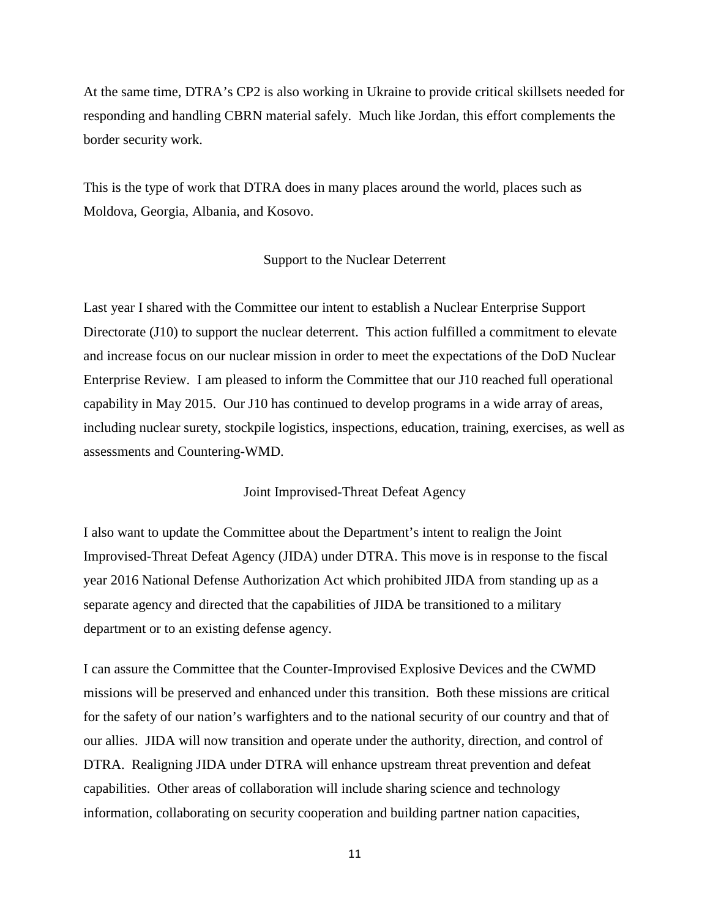At the same time, DTRA's CP2 is also working in Ukraine to provide critical skillsets needed for responding and handling CBRN material safely. Much like Jordan, this effort complements the border security work.

This is the type of work that DTRA does in many places around the world, places such as Moldova, Georgia, Albania, and Kosovo.

## Support to the Nuclear Deterrent

Last year I shared with the Committee our intent to establish a Nuclear Enterprise Support Directorate (J10) to support the nuclear deterrent. This action fulfilled a commitment to elevate and increase focus on our nuclear mission in order to meet the expectations of the DoD Nuclear Enterprise Review. I am pleased to inform the Committee that our J10 reached full operational capability in May 2015. Our J10 has continued to develop programs in a wide array of areas, including nuclear surety, stockpile logistics, inspections, education, training, exercises, as well as assessments and Countering-WMD.

## Joint Improvised-Threat Defeat Agency

I also want to update the Committee about the Department's intent to realign the Joint Improvised-Threat Defeat Agency (JIDA) under DTRA. This move is in response to the fiscal year 2016 National Defense Authorization Act which prohibited JIDA from standing up as a separate agency and directed that the capabilities of JIDA be transitioned to a military department or to an existing defense agency.

I can assure the Committee that the Counter-Improvised Explosive Devices and the CWMD missions will be preserved and enhanced under this transition. Both these missions are critical for the safety of our nation's warfighters and to the national security of our country and that of our allies. JIDA will now transition and operate under the authority, direction, and control of DTRA. Realigning JIDA under DTRA will enhance upstream threat prevention and defeat capabilities. Other areas of collaboration will include sharing science and technology information, collaborating on security cooperation and building partner nation capacities,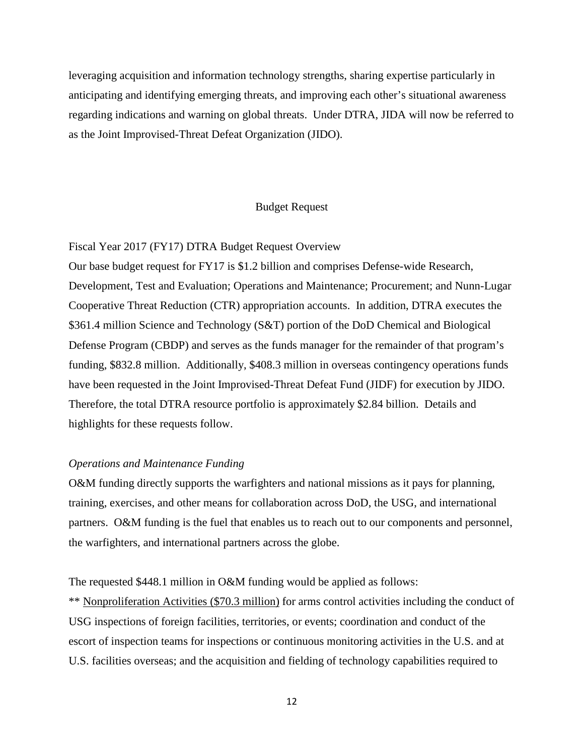leveraging acquisition and information technology strengths, sharing expertise particularly in anticipating and identifying emerging threats, and improving each other's situational awareness regarding indications and warning on global threats. Under DTRA, JIDA will now be referred to as the Joint Improvised-Threat Defeat Organization (JIDO).

## Budget Request

Fiscal Year 2017 (FY17) DTRA Budget Request Overview

Our base budget request for FY17 is $1.2 billion and comprises Defense-wide Research, Development, Test and Evaluation; Operations and Maintenance; Procurement; and Nunn-Lugar Cooperative Threat Reduction (CTR) appropriation accounts. In addition, DTRA executes the $361.4 million Science and Technology (S&T) portion of the DoD Chemical and Biological Defense Program (CBDP) and serves as the funds manager for the remainder of that program's funding, $832.8 million. Additionally, $408.3 million in overseas contingency operations funds have been requested in the Joint Improvised-Threat Defeat Fund (JIDF) for execution by JIDO. Therefore, the total DTRA resource portfolio is approximately $2.84 billion. Details and highlights for these requests follow.

*Operations and Maintenance Funding*

O&M funding directly supports the warfighters and national missions as it pays for planning, training, exercises, and other means for collaboration across DoD, the USG, and international partners. O&M funding is the fuel that enables us to reach out to our components and personnel, the warfighters, and international partners across the globe.

The requested $448.1 million in O&M funding would be applied as follows:

** Nonproliferation Activities ($70.3 million) for arms control activities including the conduct of USG inspections of foreign facilities, territories, or events; coordination and conduct of the escort of inspection teams for inspections or continuous monitoring activities in the U.S. and at U.S. facilities overseas; and the acquisition and fielding of technology capabilities required to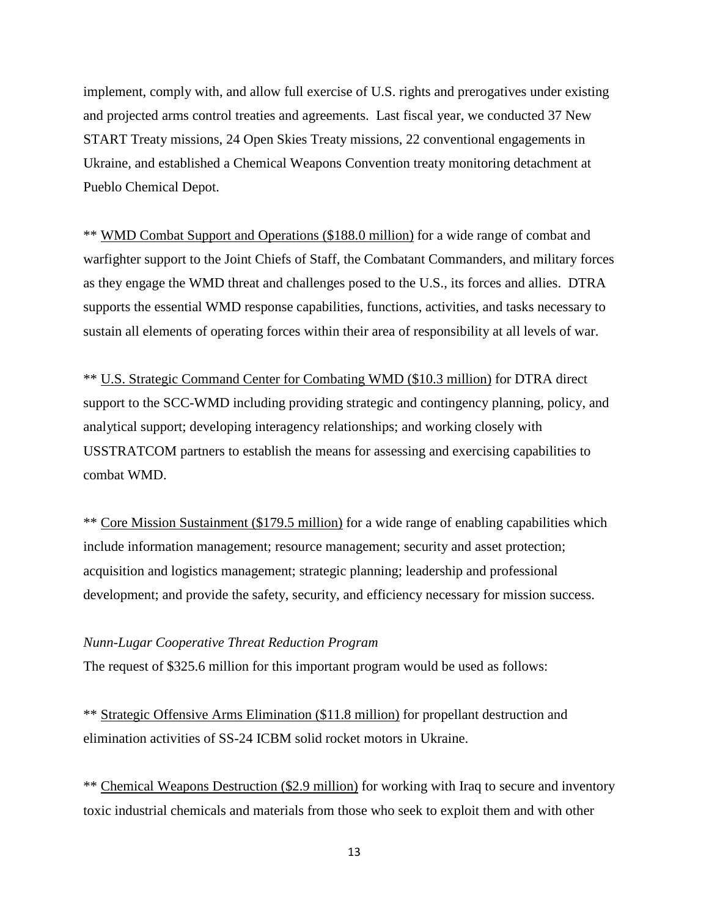implement, comply with, and allow full exercise of U.S. rights and prerogatives under existing and projected arms control treaties and agreements. Last fiscal year, we conducted 37 New START Treaty missions, 24 Open Skies Treaty missions, 22 conventional engagements in Ukraine, and established a Chemical Weapons Convention treaty monitoring detachment at Pueblo Chemical Depot.

** WMD Combat Support and Operations ($188.0 million) for a wide range of combat and warfighter support to the Joint Chiefs of Staff, the Combatant Commanders, and military forces as they engage the WMD threat and challenges posed to the U.S., its forces and allies. DTRA supports the essential WMD response capabilities, functions, activities, and tasks necessary to sustain all elements of operating forces within their area of responsibility at all levels of war.

** U.S. Strategic Command Center for Combating WMD ($10.3 million) for DTRA direct support to the SCC-WMD including providing strategic and contingency planning, policy, and analytical support; developing interagency relationships; and working closely with USSTRATCOM partners to establish the means for assessing and exercising capabilities to combat WMD.

** Core Mission Sustainment ($179.5 million) for a wide range of enabling capabilities which include information management; resource management; security and asset protection; acquisition and logistics management; strategic planning; leadership and professional development; and provide the safety, security, and efficiency necessary for mission success.

*Nunn-Lugar Cooperative Threat Reduction Program*

The request of $325.6 million for this important program would be used as follows:

** Strategic Offensive Arms Elimination ($11.8 million) for propellant destruction and elimination activities of SS-24 ICBM solid rocket motors in Ukraine.

** Chemical Weapons Destruction ($2.9 million) for working with Iraq to secure and inventory toxic industrial chemicals and materials from those who seek to exploit them and with other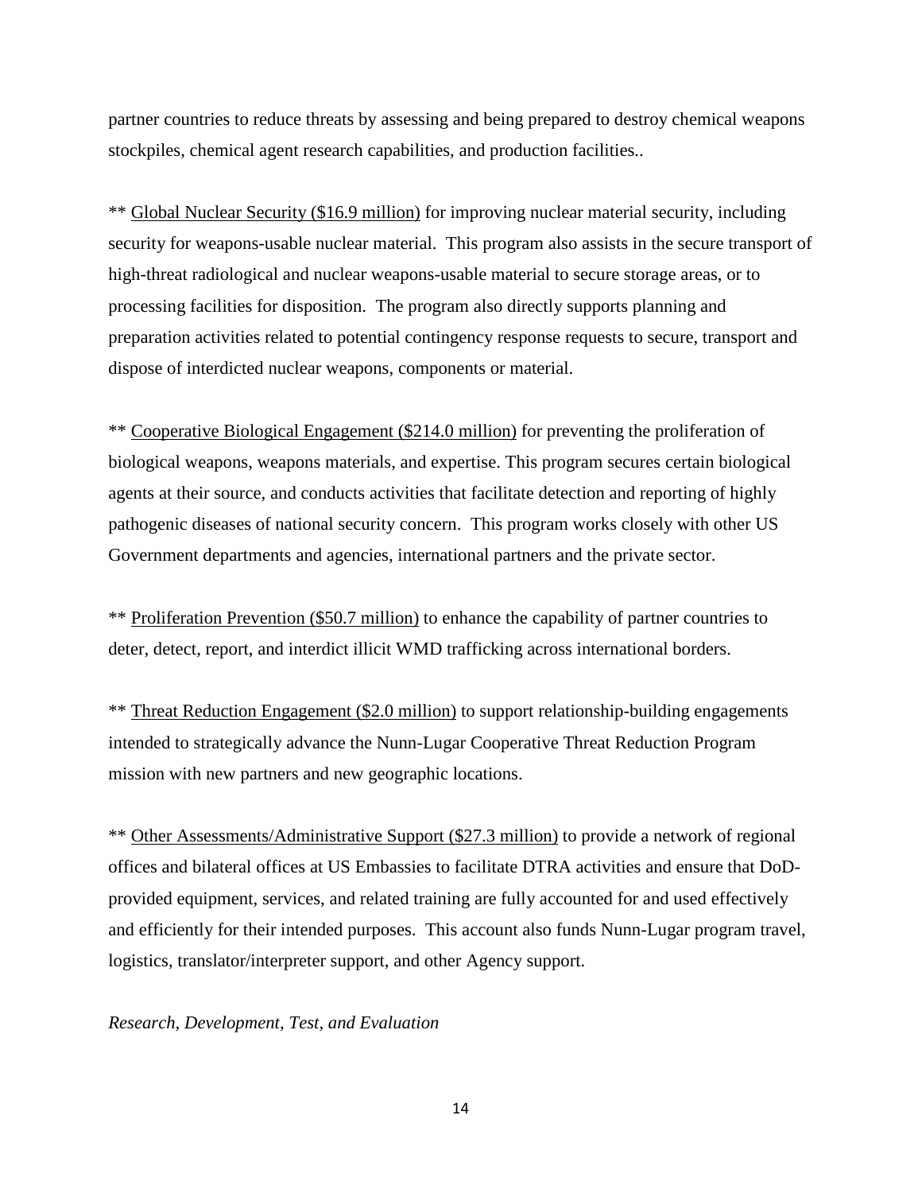partner countries to reduce threats by assessing and being prepared to destroy chemical weapons stockpiles, chemical agent research capabilities, and production facilities..

** Global Nuclear Security ($16.9 million) for improving nuclear material security, including security for weapons-usable nuclear material. This program also assists in the secure transport of high-threat radiological and nuclear weapons-usable material to secure storage areas, or to processing facilities for disposition. The program also directly supports planning and preparation activities related to potential contingency response requests to secure, transport and dispose of interdicted nuclear weapons, components or material.

** Cooperative Biological Engagement ($214.0 million) for preventing the proliferation of biological weapons, weapons materials, and expertise. This program secures certain biological agents at their source, and conducts activities that facilitate detection and reporting of highly pathogenic diseases of national security concern. This program works closely with other US Government departments and agencies, international partners and the private sector.

** Proliferation Prevention ($50.7 million) to enhance the capability of partner countries to deter, detect, report, and interdict illicit WMD trafficking across international borders.

** Threat Reduction Engagement ($2.0 million) to support relationship-building engagements intended to strategically advance the Nunn-Lugar Cooperative Threat Reduction Program mission with new partners and new geographic locations.

** Other Assessments/Administrative Support ($27.3 million) to provide a network of regional offices and bilateral offices at US Embassies to facilitate DTRA activities and ensure that DoD-provided equipment, services, and related training are fully accounted for and used effectively and efficiently for their intended purposes. This account also funds Nunn-Lugar program travel, logistics, translator/interpreter support, and other Agency support.

*Research, Development, Test, and Evaluation*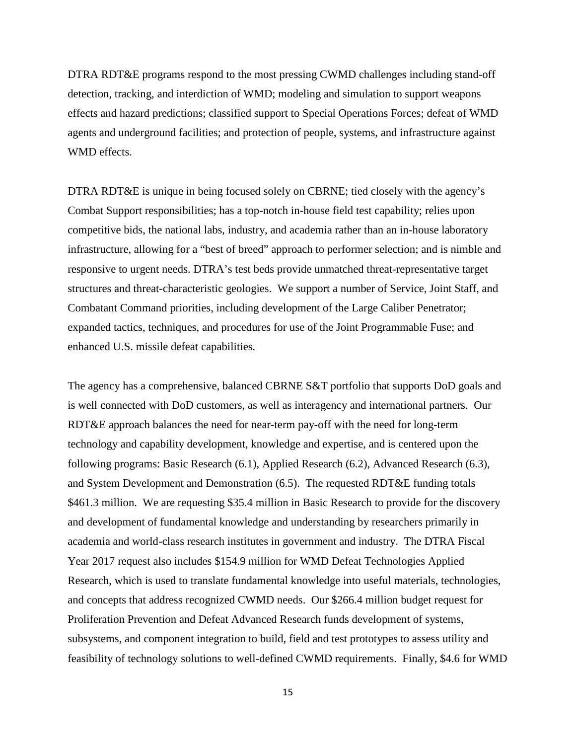DTRA RDT&E programs respond to the most pressing CWMD challenges including stand-off detection, tracking, and interdiction of WMD; modeling and simulation to support weapons effects and hazard predictions; classified support to Special Operations Forces; defeat of WMD agents and underground facilities; and protection of people, systems, and infrastructure against WMD effects.

DTRA RDT&E is unique in being focused solely on CBRNE; tied closely with the agency's Combat Support responsibilities; has a top-notch in-house field test capability; relies upon competitive bids, the national labs, industry, and academia rather than an in-house laboratory infrastructure, allowing for a "best of breed" approach to performer selection; and is nimble and responsive to urgent needs. DTRA's test beds provide unmatched threat-representative target structures and threat-characteristic geologies. We support a number of Service, Joint Staff, and Combatant Command priorities, including development of the Large Caliber Penetrator; expanded tactics, techniques, and procedures for use of the Joint Programmable Fuse; and enhanced U.S. missile defeat capabilities.

The agency has a comprehensive, balanced CBRNE S&T portfolio that supports DoD goals and is well connected with DoD customers, as well as interagency and international partners. Our RDT&E approach balances the need for near-term pay-off with the need for long-term technology and capability development, knowledge and expertise, and is centered upon the following programs: Basic Research (6.1), Applied Research (6.2), Advanced Research (6.3), and System Development and Demonstration (6.5). The requested RDT&E funding totals $461.3 million. We are requesting $35.4 million in Basic Research to provide for the discovery and development of fundamental knowledge and understanding by researchers primarily in academia and world-class research institutes in government and industry. The DTRA Fiscal Year 2017 request also includes $154.9 million for WMD Defeat Technologies Applied Research, which is used to translate fundamental knowledge into useful materials, technologies, and concepts that address recognized CWMD needs. Our $266.4 million budget request for Proliferation Prevention and Defeat Advanced Research funds development of systems, subsystems, and component integration to build, field and test prototypes to assess utility and feasibility of technology solutions to well-defined CWMD requirements. Finally, $4.6 for WMD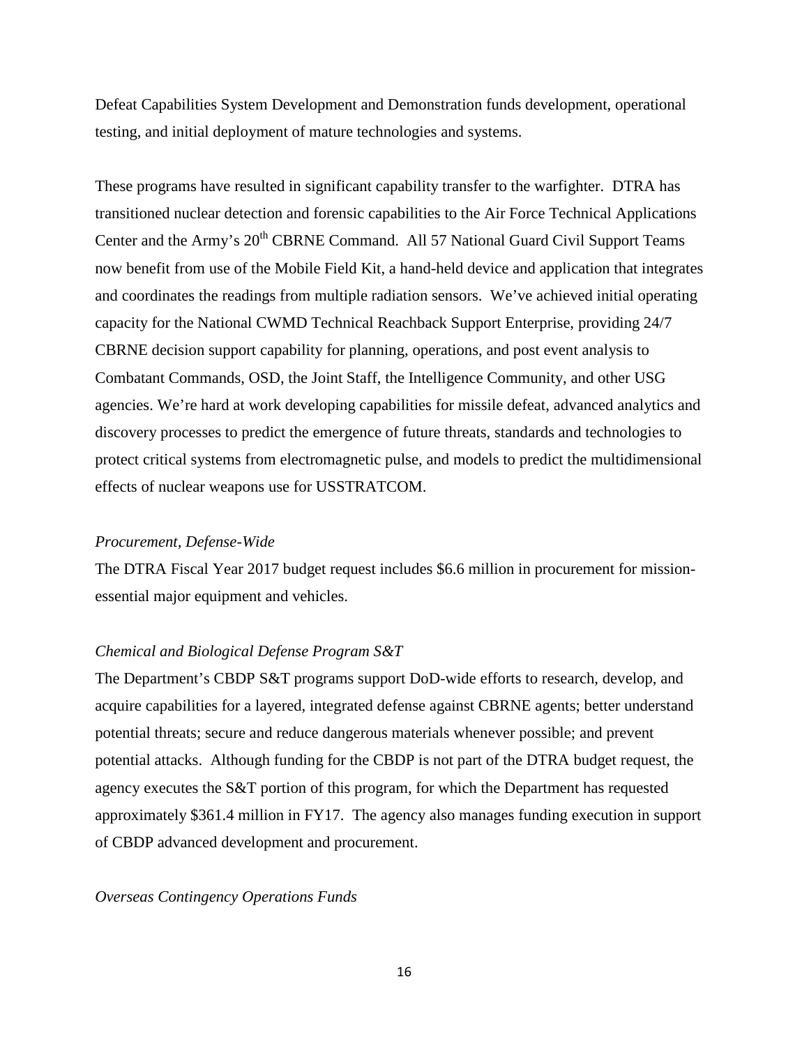Defeat Capabilities System Development and Demonstration funds development, operational testing, and initial deployment of mature technologies and systems.

These programs have resulted in significant capability transfer to the warfighter. DTRA has transitioned nuclear detection and forensic capabilities to the Air Force Technical Applications Center and the Army's 20th CBRNE Command. All 57 National Guard Civil Support Teams now benefit from use of the Mobile Field Kit, a hand-held device and application that integrates and coordinates the readings from multiple radiation sensors. We've achieved initial operating capacity for the National CWMD Technical Reachback Support Enterprise, providing 24/7 CBRNE decision support capability for planning, operations, and post event analysis to Combatant Commands, OSD, the Joint Staff, the Intelligence Community, and other USG agencies. We're hard at work developing capabilities for missile defeat, advanced analytics and discovery processes to predict the emergence of future threats, standards and technologies to protect critical systems from electromagnetic pulse, and models to predict the multidimensional effects of nuclear weapons use for USSTRATCOM.

*Procurement, Defense-Wide*

The DTRA Fiscal Year 2017 budget request includes $6.6 million in procurement for mission-essential major equipment and vehicles.

*Chemical and Biological Defense Program S&T*

The Department's CBDP S&T programs support DoD-wide efforts to research, develop, and acquire capabilities for a layered, integrated defense against CBRNE agents; better understand potential threats; secure and reduce dangerous materials whenever possible; and prevent potential attacks. Although funding for the CBDP is not part of the DTRA budget request, the agency executes the S&T portion of this program, for which the Department has requested approximately $361.4 million in FY17. The agency also manages funding execution in support of CBDP advanced development and procurement.

*Overseas Contingency Operations Funds*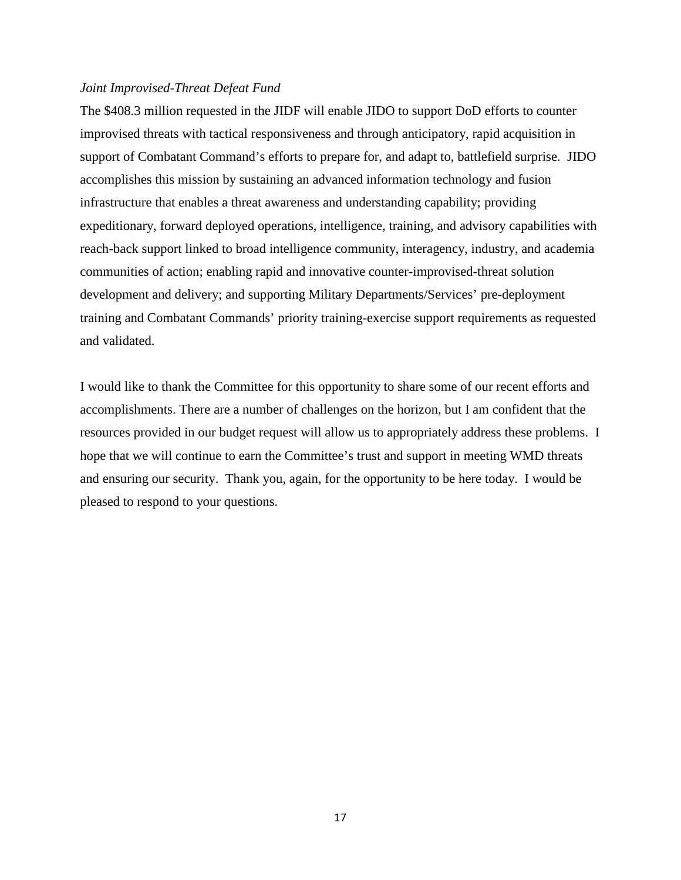*Joint Improvised-Threat Defeat Fund*

The $408.3 million requested in the JIDF will enable JIDO to support DoD efforts to counter improvised threats with tactical responsiveness and through anticipatory, rapid acquisition in support of Combatant Command's efforts to prepare for, and adapt to, battlefield surprise. JIDO accomplishes this mission by sustaining an advanced information technology and fusion infrastructure that enables a threat awareness and understanding capability; providing expeditionary, forward deployed operations, intelligence, training, and advisory capabilities with reach-back support linked to broad intelligence community, interagency, industry, and academia communities of action; enabling rapid and innovative counter-improvised-threat solution development and delivery; and supporting Military Departments/Services' pre-deployment training and Combatant Commands' priority training-exercise support requirements as requested and validated.

I would like to thank the Committee for this opportunity to share some of our recent efforts and accomplishments. There are a number of challenges on the horizon, but I am confident that the resources provided in our budget request will allow us to appropriately address these problems. I hope that we will continue to earn the Committee's trust and support in meeting WMD threats and ensuring our security. Thank you, again, for the opportunity to be here today. I would be pleased to respond to your questions.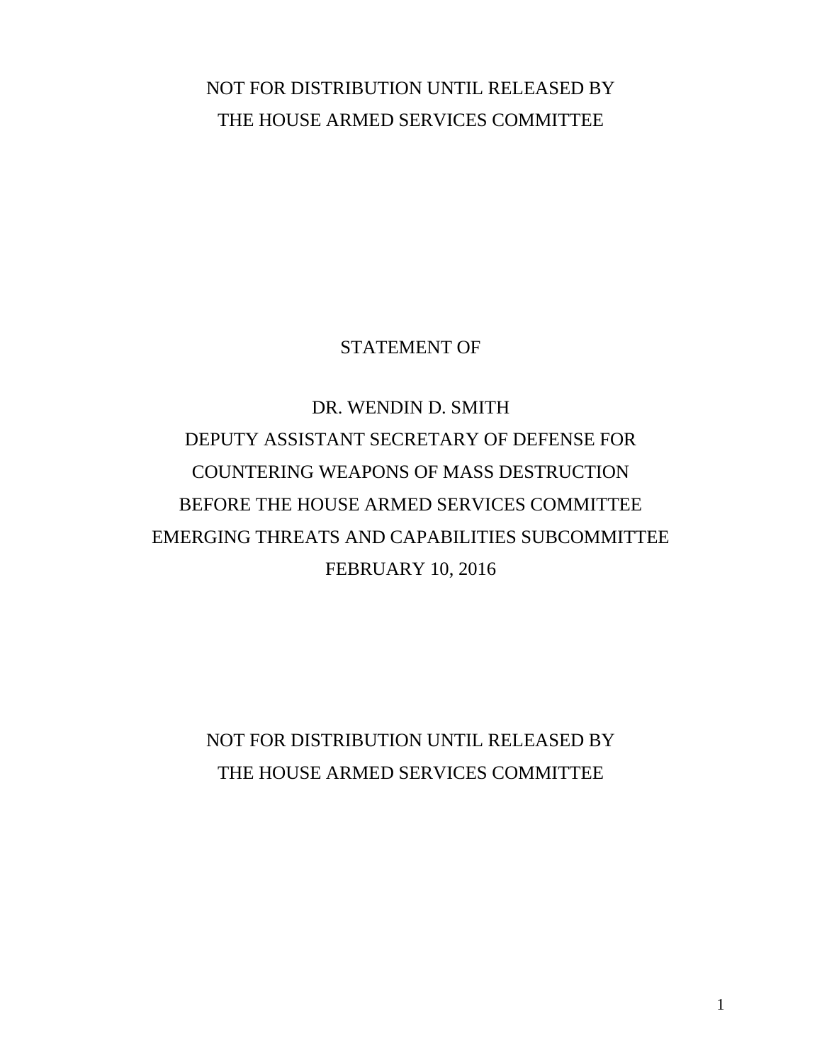NOT FOR DISTRIBUTION UNTIL RELEASED BY
THE HOUSE ARMED SERVICES COMMITTEE

STATEMENT OF

DR. WENDIN D. SMITH
DEPUTY ASSISTANT SECRETARY OF DEFENSE FOR
COUNTERING WEAPONS OF MASS DESTRUCTION
BEFORE THE HOUSE ARMED SERVICES COMMITTEE
EMERGING THREATS AND CAPABILITIES SUBCOMMITTEE
FEBRUARY 10, 2016

NOT FOR DISTRIBUTION UNTIL RELEASED BY
THE HOUSE ARMED SERVICES COMMITTEE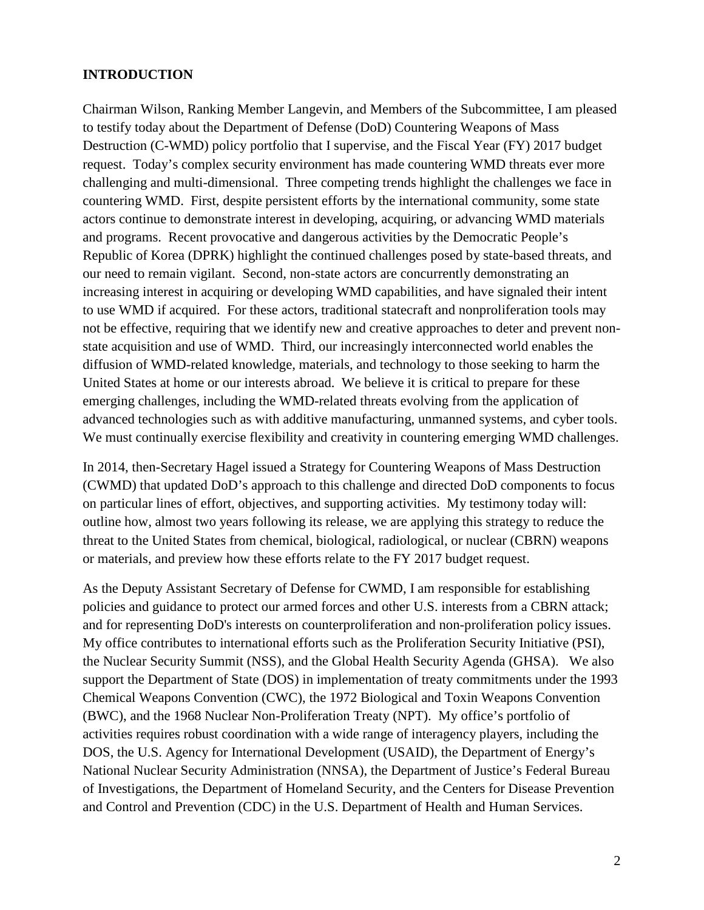## INTRODUCTION

Chairman Wilson, Ranking Member Langevin, and Members of the Subcommittee, I am pleased to testify today about the Department of Defense (DoD) Countering Weapons of Mass Destruction (C-WMD) policy portfolio that I supervise, and the Fiscal Year (FY) 2017 budget request. Today's complex security environment has made countering WMD threats ever more challenging and multi-dimensional. Three competing trends highlight the challenges we face in countering WMD. First, despite persistent efforts by the international community, some state actors continue to demonstrate interest in developing, acquiring, or advancing WMD materials and programs. Recent provocative and dangerous activities by the Democratic People's Republic of Korea (DPRK) highlight the continued challenges posed by state-based threats, and our need to remain vigilant. Second, non-state actors are concurrently demonstrating an increasing interest in acquiring or developing WMD capabilities, and have signaled their intent to use WMD if acquired. For these actors, traditional statecraft and nonproliferation tools may not be effective, requiring that we identify new and creative approaches to deter and prevent non-state acquisition and use of WMD. Third, our increasingly interconnected world enables the diffusion of WMD-related knowledge, materials, and technology to those seeking to harm the United States at home or our interests abroad. We believe it is critical to prepare for these emerging challenges, including the WMD-related threats evolving from the application of advanced technologies such as with additive manufacturing, unmanned systems, and cyber tools. We must continually exercise flexibility and creativity in countering emerging WMD challenges.

In 2014, then-Secretary Hagel issued a Strategy for Countering Weapons of Mass Destruction (CWMD) that updated DoD's approach to this challenge and directed DoD components to focus on particular lines of effort, objectives, and supporting activities. My testimony today will: outline how, almost two years following its release, we are applying this strategy to reduce the threat to the United States from chemical, biological, radiological, or nuclear (CBRN) weapons or materials, and preview how these efforts relate to the FY 2017 budget request.

As the Deputy Assistant Secretary of Defense for CWMD, I am responsible for establishing policies and guidance to protect our armed forces and other U.S. interests from a CBRN attack; and for representing DoD's interests on counterproliferation and non-proliferation policy issues. My office contributes to international efforts such as the Proliferation Security Initiative (PSI), the Nuclear Security Summit (NSS), and the Global Health Security Agenda (GHSA). We also support the Department of State (DOS) in implementation of treaty commitments under the 1993 Chemical Weapons Convention (CWC), the 1972 Biological and Toxin Weapons Convention (BWC), and the 1968 Nuclear Non-Proliferation Treaty (NPT). My office's portfolio of activities requires robust coordination with a wide range of interagency players, including the DOS, the U.S. Agency for International Development (USAID), the Department of Energy's National Nuclear Security Administration (NNSA), the Department of Justice's Federal Bureau of Investigations, the Department of Homeland Security, and the Centers for Disease Prevention and Control and Prevention (CDC) in the U.S. Department of Health and Human Services.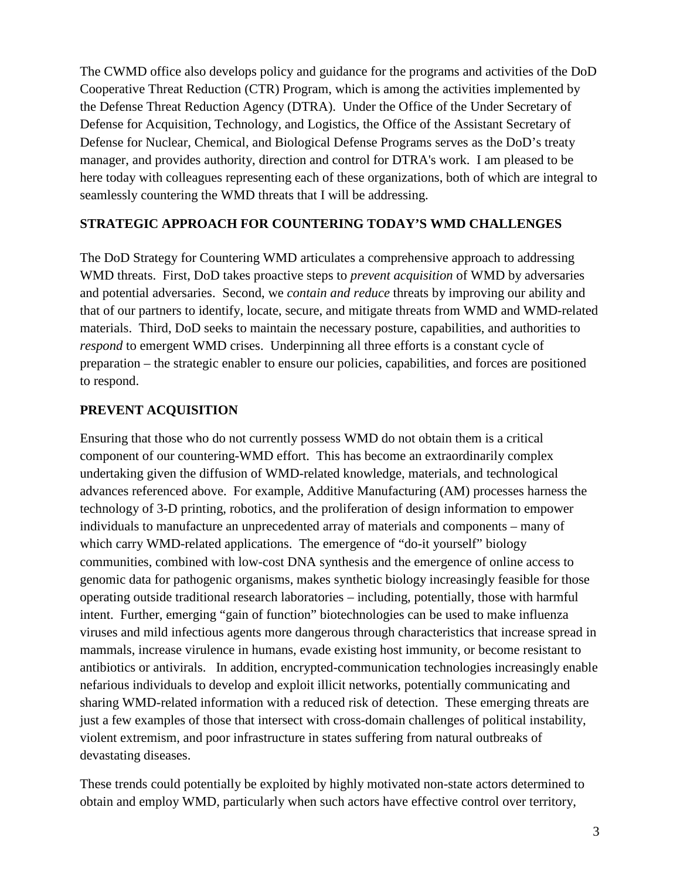The CWMD office also develops policy and guidance for the programs and activities of the DoD Cooperative Threat Reduction (CTR) Program, which is among the activities implemented by the Defense Threat Reduction Agency (DTRA). Under the Office of the Under Secretary of Defense for Acquisition, Technology, and Logistics, the Office of the Assistant Secretary of Defense for Nuclear, Chemical, and Biological Defense Programs serves as the DoD's treaty manager, and provides authority, direction and control for DTRA's work. I am pleased to be here today with colleagues representing each of these organizations, both of which are integral to seamlessly countering the WMD threats that I will be addressing.

## STRATEGIC APPROACH FOR COUNTERING TODAY'S WMD CHALLENGES

The DoD Strategy for Countering WMD articulates a comprehensive approach to addressing WMD threats. First, DoD takes proactive steps to *prevent acquisition* of WMD by adversaries and potential adversaries. Second, we *contain and reduce* threats by improving our ability and that of our partners to identify, locate, secure, and mitigate threats from WMD and WMD-related materials. Third, DoD seeks to maintain the necessary posture, capabilities, and authorities to *respond* to emergent WMD crises. Underpinning all three efforts is a constant cycle of preparation – the strategic enabler to ensure our policies, capabilities, and forces are positioned to respond.

## PREVENT ACQUISITION

Ensuring that those who do not currently possess WMD do not obtain them is a critical component of our countering-WMD effort. This has become an extraordinarily complex undertaking given the diffusion of WMD-related knowledge, materials, and technological advances referenced above. For example, Additive Manufacturing (AM) processes harness the technology of 3-D printing, robotics, and the proliferation of design information to empower individuals to manufacture an unprecedented array of materials and components – many of which carry WMD-related applications. The emergence of "do-it yourself" biology communities, combined with low-cost DNA synthesis and the emergence of online access to genomic data for pathogenic organisms, makes synthetic biology increasingly feasible for those operating outside traditional research laboratories – including, potentially, those with harmful intent. Further, emerging "gain of function" biotechnologies can be used to make influenza viruses and mild infectious agents more dangerous through characteristics that increase spread in mammals, increase virulence in humans, evade existing host immunity, or become resistant to antibiotics or antivirals. In addition, encrypted-communication technologies increasingly enable nefarious individuals to develop and exploit illicit networks, potentially communicating and sharing WMD-related information with a reduced risk of detection. These emerging threats are just a few examples of those that intersect with cross-domain challenges of political instability, violent extremism, and poor infrastructure in states suffering from natural outbreaks of devastating diseases.

These trends could potentially be exploited by highly motivated non-state actors determined to obtain and employ WMD, particularly when such actors have effective control over territory,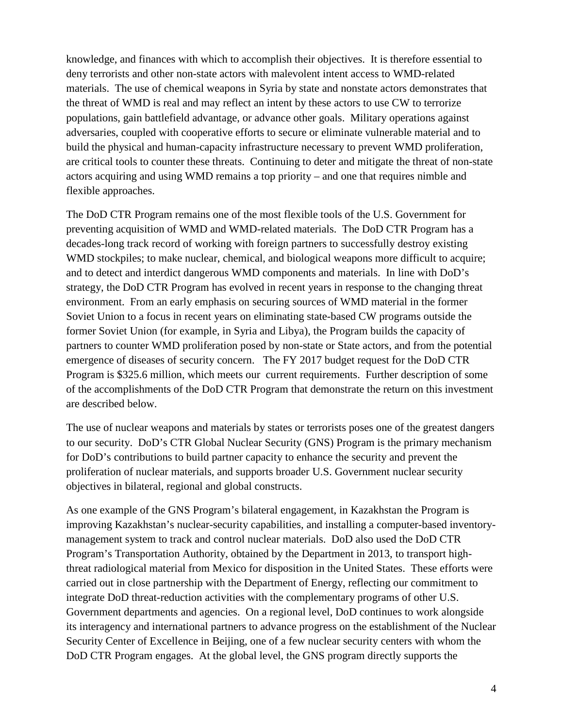knowledge, and finances with which to accomplish their objectives. It is therefore essential to deny terrorists and other non-state actors with malevolent intent access to WMD-related materials. The use of chemical weapons in Syria by state and nonstate actors demonstrates that the threat of WMD is real and may reflect an intent by these actors to use CW to terrorize populations, gain battlefield advantage, or advance other goals. Military operations against adversaries, coupled with cooperative efforts to secure or eliminate vulnerable material and to build the physical and human-capacity infrastructure necessary to prevent WMD proliferation, are critical tools to counter these threats. Continuing to deter and mitigate the threat of non-state actors acquiring and using WMD remains a top priority – and one that requires nimble and flexible approaches.

The DoD CTR Program remains one of the most flexible tools of the U.S. Government for preventing acquisition of WMD and WMD-related materials. The DoD CTR Program has a decades-long track record of working with foreign partners to successfully destroy existing WMD stockpiles; to make nuclear, chemical, and biological weapons more difficult to acquire; and to detect and interdict dangerous WMD components and materials. In line with DoD's strategy, the DoD CTR Program has evolved in recent years in response to the changing threat environment. From an early emphasis on securing sources of WMD material in the former Soviet Union to a focus in recent years on eliminating state-based CW programs outside the former Soviet Union (for example, in Syria and Libya), the Program builds the capacity of partners to counter WMD proliferation posed by non-state or State actors, and from the potential emergence of diseases of security concern. The FY 2017 budget request for the DoD CTR Program is $325.6 million, which meets our current requirements. Further description of some of the accomplishments of the DoD CTR Program that demonstrate the return on this investment are described below.

The use of nuclear weapons and materials by states or terrorists poses one of the greatest dangers to our security. DoD's CTR Global Nuclear Security (GNS) Program is the primary mechanism for DoD's contributions to build partner capacity to enhance the security and prevent the proliferation of nuclear materials, and supports broader U.S. Government nuclear security objectives in bilateral, regional and global constructs.

As one example of the GNS Program's bilateral engagement, in Kazakhstan the Program is improving Kazakhstan's nuclear-security capabilities, and installing a computer-based inventory-management system to track and control nuclear materials. DoD also used the DoD CTR Program's Transportation Authority, obtained by the Department in 2013, to transport high-threat radiological material from Mexico for disposition in the United States. These efforts were carried out in close partnership with the Department of Energy, reflecting our commitment to integrate DoD threat-reduction activities with the complementary programs of other U.S. Government departments and agencies. On a regional level, DoD continues to work alongside its interagency and international partners to advance progress on the establishment of the Nuclear Security Center of Excellence in Beijing, one of a few nuclear security centers with whom the DoD CTR Program engages. At the global level, the GNS program directly supports the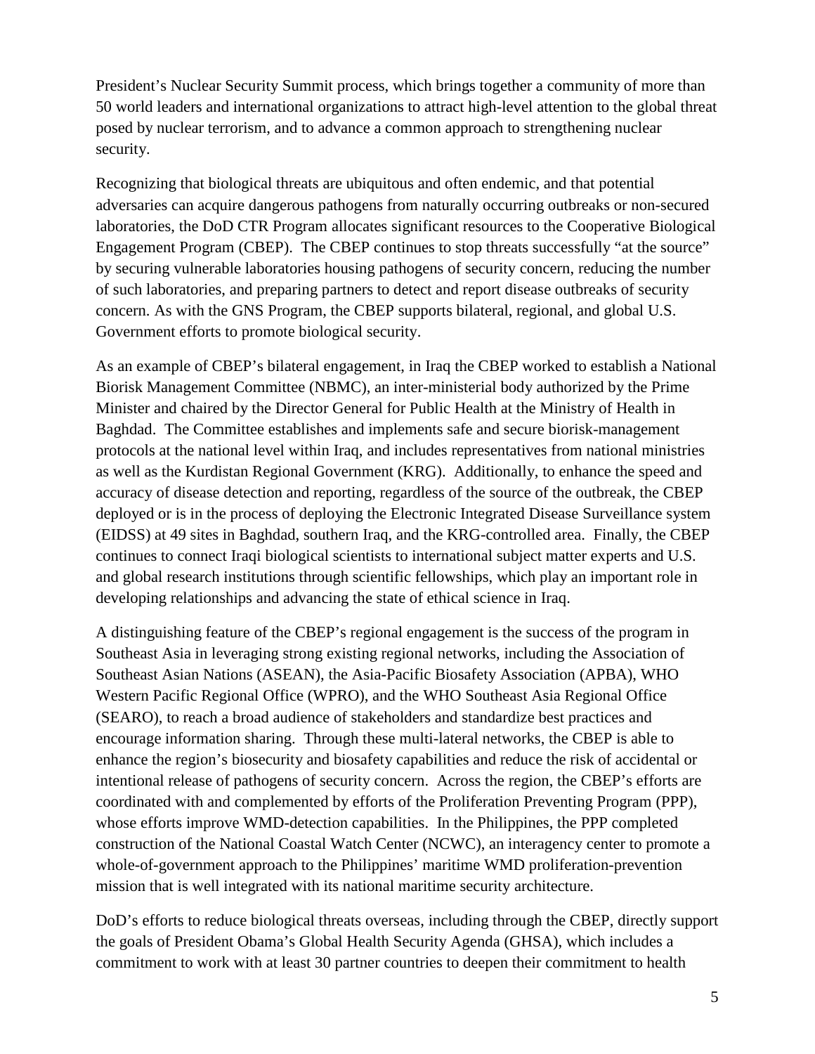President's Nuclear Security Summit process, which brings together a community of more than 50 world leaders and international organizations to attract high-level attention to the global threat posed by nuclear terrorism, and to advance a common approach to strengthening nuclear security.

Recognizing that biological threats are ubiquitous and often endemic, and that potential adversaries can acquire dangerous pathogens from naturally occurring outbreaks or non-secured laboratories, the DoD CTR Program allocates significant resources to the Cooperative Biological Engagement Program (CBEP). The CBEP continues to stop threats successfully "at the source" by securing vulnerable laboratories housing pathogens of security concern, reducing the number of such laboratories, and preparing partners to detect and report disease outbreaks of security concern. As with the GNS Program, the CBEP supports bilateral, regional, and global U.S. Government efforts to promote biological security.

As an example of CBEP's bilateral engagement, in Iraq the CBEP worked to establish a National Biorisk Management Committee (NBMC), an inter-ministerial body authorized by the Prime Minister and chaired by the Director General for Public Health at the Ministry of Health in Baghdad. The Committee establishes and implements safe and secure biorisk-management protocols at the national level within Iraq, and includes representatives from national ministries as well as the Kurdistan Regional Government (KRG). Additionally, to enhance the speed and accuracy of disease detection and reporting, regardless of the source of the outbreak, the CBEP deployed or is in the process of deploying the Electronic Integrated Disease Surveillance system (EIDSS) at 49 sites in Baghdad, southern Iraq, and the KRG-controlled area. Finally, the CBEP continues to connect Iraqi biological scientists to international subject matter experts and U.S. and global research institutions through scientific fellowships, which play an important role in developing relationships and advancing the state of ethical science in Iraq.

A distinguishing feature of the CBEP's regional engagement is the success of the program in Southeast Asia in leveraging strong existing regional networks, including the Association of Southeast Asian Nations (ASEAN), the Asia-Pacific Biosafety Association (APBA), WHO Western Pacific Regional Office (WPRO), and the WHO Southeast Asia Regional Office (SEARO), to reach a broad audience of stakeholders and standardize best practices and encourage information sharing. Through these multi-lateral networks, the CBEP is able to enhance the region's biosecurity and biosafety capabilities and reduce the risk of accidental or intentional release of pathogens of security concern. Across the region, the CBEP's efforts are coordinated with and complemented by efforts of the Proliferation Preventing Program (PPP), whose efforts improve WMD-detection capabilities. In the Philippines, the PPP completed construction of the National Coastal Watch Center (NCWC), an interagency center to promote a whole-of-government approach to the Philippines' maritime WMD proliferation-prevention mission that is well integrated with its national maritime security architecture.

DoD's efforts to reduce biological threats overseas, including through the CBEP, directly support the goals of President Obama's Global Health Security Agenda (GHSA), which includes a commitment to work with at least 30 partner countries to deepen their commitment to health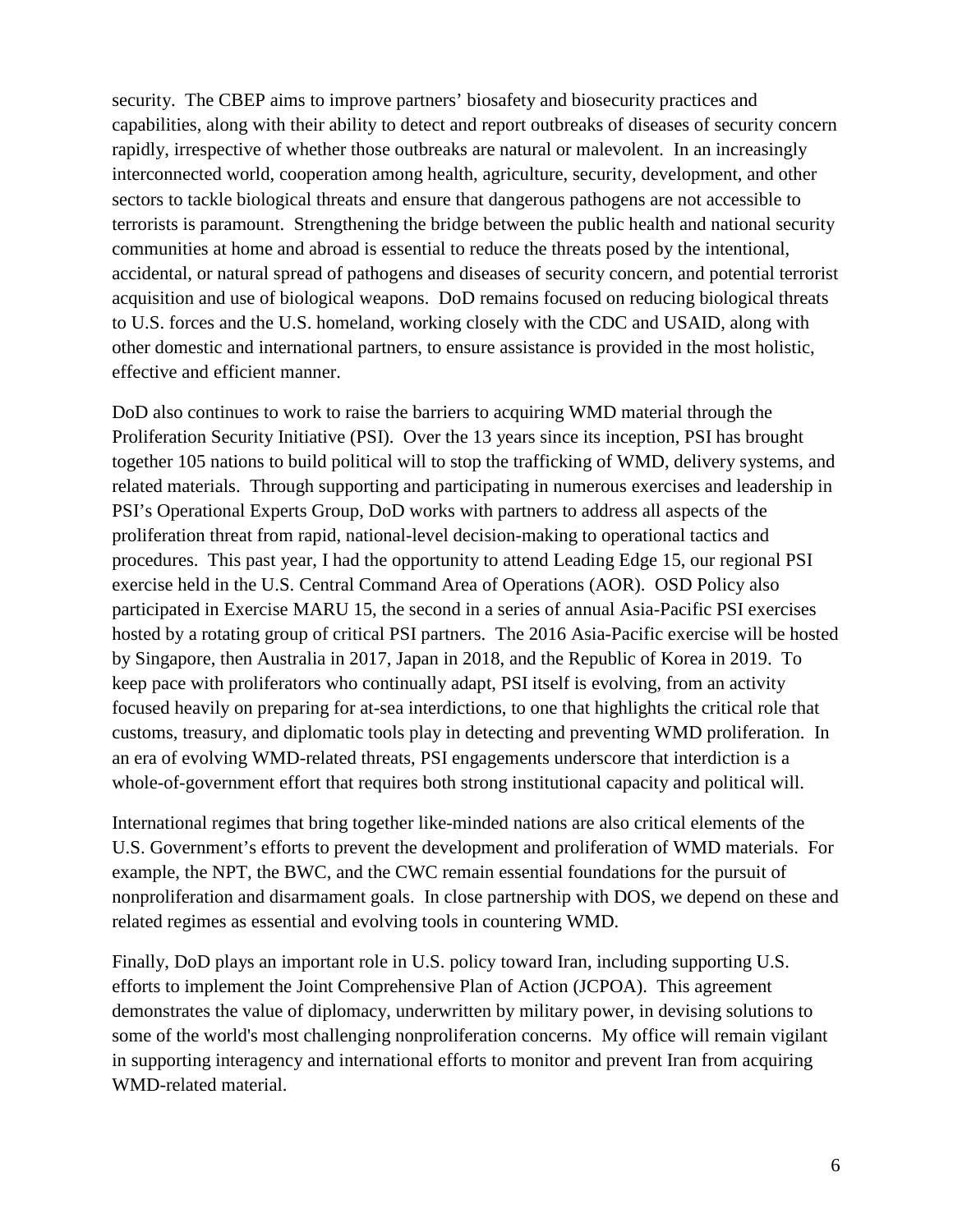security. The CBEP aims to improve partners' biosafety and biosecurity practices and capabilities, along with their ability to detect and report outbreaks of diseases of security concern rapidly, irrespective of whether those outbreaks are natural or malevolent. In an increasingly interconnected world, cooperation among health, agriculture, security, development, and other sectors to tackle biological threats and ensure that dangerous pathogens are not accessible to terrorists is paramount. Strengthening the bridge between the public health and national security communities at home and abroad is essential to reduce the threats posed by the intentional, accidental, or natural spread of pathogens and diseases of security concern, and potential terrorist acquisition and use of biological weapons. DoD remains focused on reducing biological threats to U.S. forces and the U.S. homeland, working closely with the CDC and USAID, along with other domestic and international partners, to ensure assistance is provided in the most holistic, effective and efficient manner.

DoD also continues to work to raise the barriers to acquiring WMD material through the Proliferation Security Initiative (PSI). Over the 13 years since its inception, PSI has brought together 105 nations to build political will to stop the trafficking of WMD, delivery systems, and related materials. Through supporting and participating in numerous exercises and leadership in PSI's Operational Experts Group, DoD works with partners to address all aspects of the proliferation threat from rapid, national-level decision-making to operational tactics and procedures. This past year, I had the opportunity to attend Leading Edge 15, our regional PSI exercise held in the U.S. Central Command Area of Operations (AOR). OSD Policy also participated in Exercise MARU 15, the second in a series of annual Asia-Pacific PSI exercises hosted by a rotating group of critical PSI partners. The 2016 Asia-Pacific exercise will be hosted by Singapore, then Australia in 2017, Japan in 2018, and the Republic of Korea in 2019. To keep pace with proliferators who continually adapt, PSI itself is evolving, from an activity focused heavily on preparing for at-sea interdictions, to one that highlights the critical role that customs, treasury, and diplomatic tools play in detecting and preventing WMD proliferation. In an era of evolving WMD-related threats, PSI engagements underscore that interdiction is a whole-of-government effort that requires both strong institutional capacity and political will.

International regimes that bring together like-minded nations are also critical elements of the U.S. Government's efforts to prevent the development and proliferation of WMD materials. For example, the NPT, the BWC, and the CWC remain essential foundations for the pursuit of nonproliferation and disarmament goals. In close partnership with DOS, we depend on these and related regimes as essential and evolving tools in countering WMD.

Finally, DoD plays an important role in U.S. policy toward Iran, including supporting U.S. efforts to implement the Joint Comprehensive Plan of Action (JCPOA). This agreement demonstrates the value of diplomacy, underwritten by military power, in devising solutions to some of the world's most challenging nonproliferation concerns. My office will remain vigilant in supporting interagency and international efforts to monitor and prevent Iran from acquiring WMD-related material.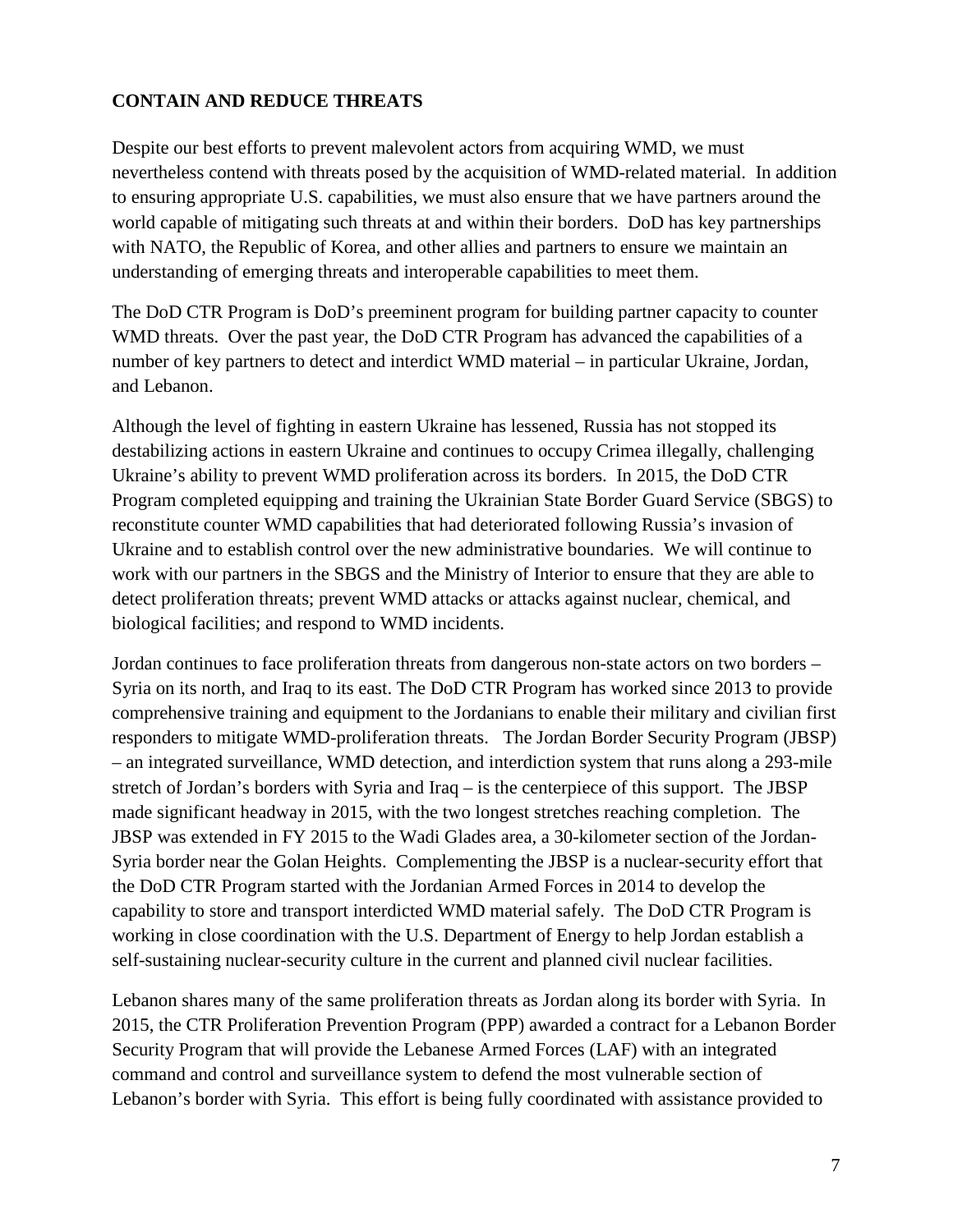## CONTAIN AND REDUCE THREATS

Despite our best efforts to prevent malevolent actors from acquiring WMD, we must nevertheless contend with threats posed by the acquisition of WMD-related material. In addition to ensuring appropriate U.S. capabilities, we must also ensure that we have partners around the world capable of mitigating such threats at and within their borders. DoD has key partnerships with NATO, the Republic of Korea, and other allies and partners to ensure we maintain an understanding of emerging threats and interoperable capabilities to meet them.

The DoD CTR Program is DoD's preeminent program for building partner capacity to counter WMD threats. Over the past year, the DoD CTR Program has advanced the capabilities of a number of key partners to detect and interdict WMD material – in particular Ukraine, Jordan, and Lebanon.

Although the level of fighting in eastern Ukraine has lessened, Russia has not stopped its destabilizing actions in eastern Ukraine and continues to occupy Crimea illegally, challenging Ukraine's ability to prevent WMD proliferation across its borders. In 2015, the DoD CTR Program completed equipping and training the Ukrainian State Border Guard Service (SBGS) to reconstitute counter WMD capabilities that had deteriorated following Russia's invasion of Ukraine and to establish control over the new administrative boundaries. We will continue to work with our partners in the SBGS and the Ministry of Interior to ensure that they are able to detect proliferation threats; prevent WMD attacks or attacks against nuclear, chemical, and biological facilities; and respond to WMD incidents.

Jordan continues to face proliferation threats from dangerous non-state actors on two borders – Syria on its north, and Iraq to its east. The DoD CTR Program has worked since 2013 to provide comprehensive training and equipment to the Jordanians to enable their military and civilian first responders to mitigate WMD-proliferation threats. The Jordan Border Security Program (JBSP) – an integrated surveillance, WMD detection, and interdiction system that runs along a 293-mile stretch of Jordan's borders with Syria and Iraq – is the centerpiece of this support. The JBSP made significant headway in 2015, with the two longest stretches reaching completion. The JBSP was extended in FY 2015 to the Wadi Glades area, a 30-kilometer section of the Jordan-Syria border near the Golan Heights. Complementing the JBSP is a nuclear-security effort that the DoD CTR Program started with the Jordanian Armed Forces in 2014 to develop the capability to store and transport interdicted WMD material safely. The DoD CTR Program is working in close coordination with the U.S. Department of Energy to help Jordan establish a self-sustaining nuclear-security culture in the current and planned civil nuclear facilities.

Lebanon shares many of the same proliferation threats as Jordan along its border with Syria. In 2015, the CTR Proliferation Prevention Program (PPP) awarded a contract for a Lebanon Border Security Program that will provide the Lebanese Armed Forces (LAF) with an integrated command and control and surveillance system to defend the most vulnerable section of Lebanon's border with Syria. This effort is being fully coordinated with assistance provided to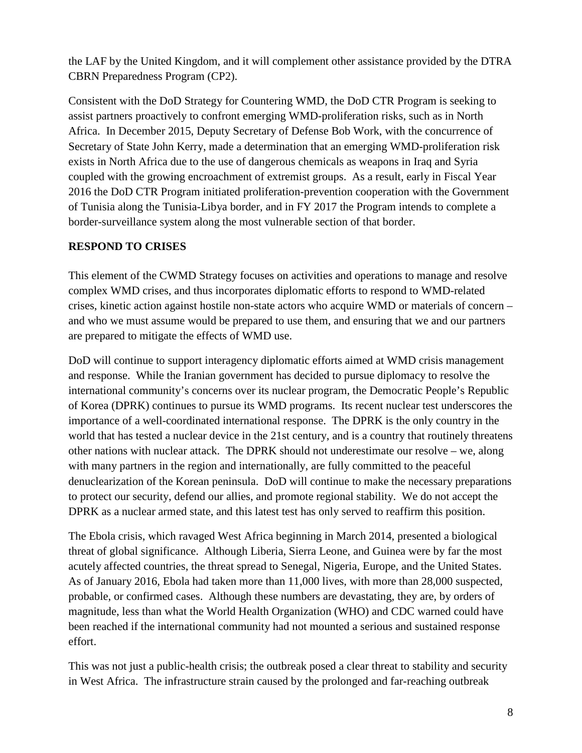the LAF by the United Kingdom, and it will complement other assistance provided by the DTRA CBRN Preparedness Program (CP2).

Consistent with the DoD Strategy for Countering WMD, the DoD CTR Program is seeking to assist partners proactively to confront emerging WMD-proliferation risks, such as in North Africa. In December 2015, Deputy Secretary of Defense Bob Work, with the concurrence of Secretary of State John Kerry, made a determination that an emerging WMD-proliferation risk exists in North Africa due to the use of dangerous chemicals as weapons in Iraq and Syria coupled with the growing encroachment of extremist groups. As a result, early in Fiscal Year 2016 the DoD CTR Program initiated proliferation-prevention cooperation with the Government of Tunisia along the Tunisia-Libya border, and in FY 2017 the Program intends to complete a border-surveillance system along the most vulnerable section of that border.

## RESPOND TO CRISES

This element of the CWMD Strategy focuses on activities and operations to manage and resolve complex WMD crises, and thus incorporates diplomatic efforts to respond to WMD-related crises, kinetic action against hostile non-state actors who acquire WMD or materials of concern – and who we must assume would be prepared to use them, and ensuring that we and our partners are prepared to mitigate the effects of WMD use.

DoD will continue to support interagency diplomatic efforts aimed at WMD crisis management and response. While the Iranian government has decided to pursue diplomacy to resolve the international community's concerns over its nuclear program, the Democratic People's Republic of Korea (DPRK) continues to pursue its WMD programs. Its recent nuclear test underscores the importance of a well-coordinated international response. The DPRK is the only country in the world that has tested a nuclear device in the 21st century, and is a country that routinely threatens other nations with nuclear attack. The DPRK should not underestimate our resolve – we, along with many partners in the region and internationally, are fully committed to the peaceful denuclearization of the Korean peninsula. DoD will continue to make the necessary preparations to protect our security, defend our allies, and promote regional stability. We do not accept the DPRK as a nuclear armed state, and this latest test has only served to reaffirm this position.

The Ebola crisis, which ravaged West Africa beginning in March 2014, presented a biological threat of global significance. Although Liberia, Sierra Leone, and Guinea were by far the most acutely affected countries, the threat spread to Senegal, Nigeria, Europe, and the United States. As of January 2016, Ebola had taken more than 11,000 lives, with more than 28,000 suspected, probable, or confirmed cases. Although these numbers are devastating, they are, by orders of magnitude, less than what the World Health Organization (WHO) and CDC warned could have been reached if the international community had not mounted a serious and sustained response effort.

This was not just a public-health crisis; the outbreak posed a clear threat to stability and security in West Africa. The infrastructure strain caused by the prolonged and far-reaching outbreak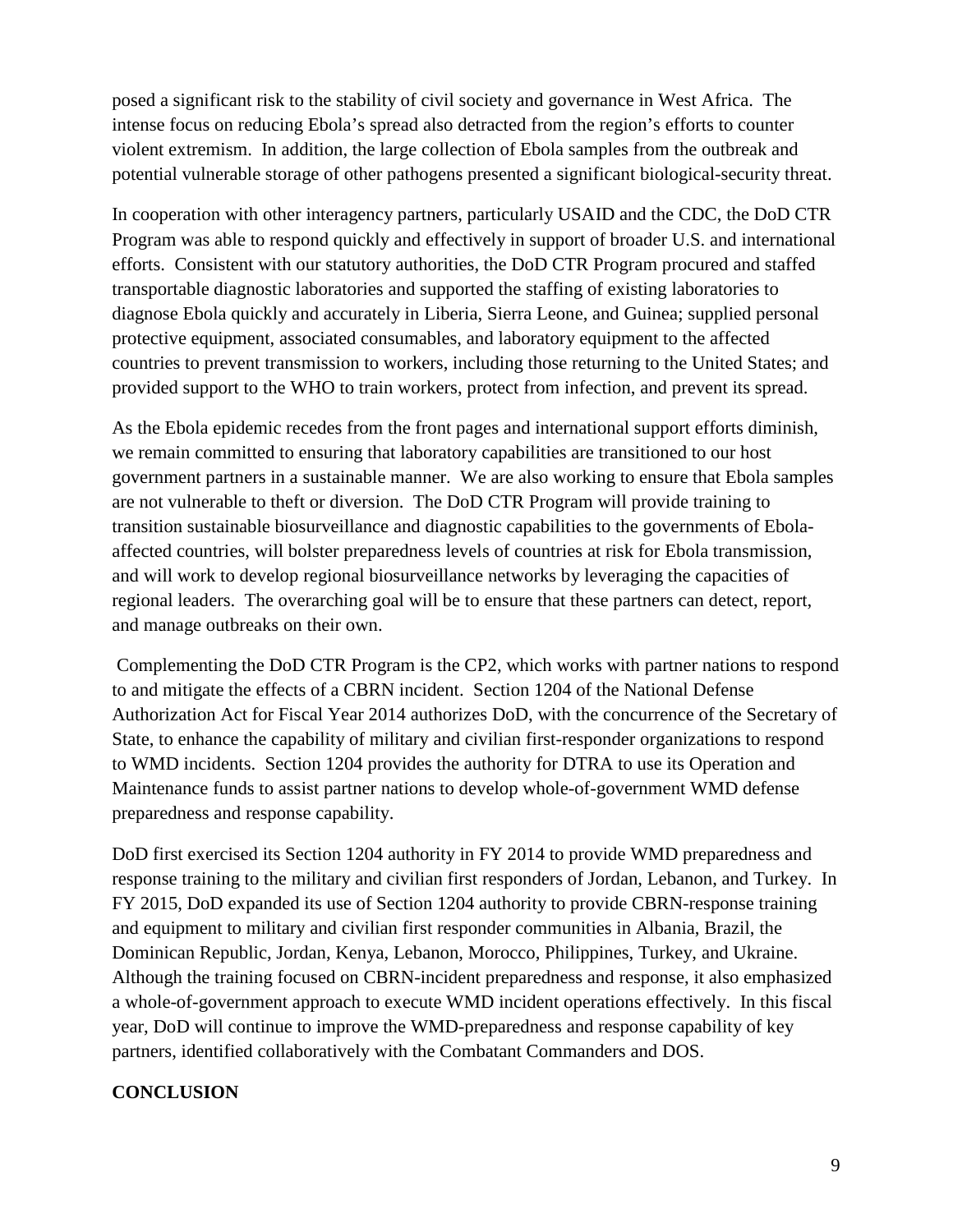posed a significant risk to the stability of civil society and governance in West Africa. The intense focus on reducing Ebola's spread also detracted from the region's efforts to counter violent extremism. In addition, the large collection of Ebola samples from the outbreak and potential vulnerable storage of other pathogens presented a significant biological-security threat.

In cooperation with other interagency partners, particularly USAID and the CDC, the DoD CTR Program was able to respond quickly and effectively in support of broader U.S. and international efforts. Consistent with our statutory authorities, the DoD CTR Program procured and staffed transportable diagnostic laboratories and supported the staffing of existing laboratories to diagnose Ebola quickly and accurately in Liberia, Sierra Leone, and Guinea; supplied personal protective equipment, associated consumables, and laboratory equipment to the affected countries to prevent transmission to workers, including those returning to the United States; and provided support to the WHO to train workers, protect from infection, and prevent its spread.

As the Ebola epidemic recedes from the front pages and international support efforts diminish, we remain committed to ensuring that laboratory capabilities are transitioned to our host government partners in a sustainable manner. We are also working to ensure that Ebola samples are not vulnerable to theft or diversion. The DoD CTR Program will provide training to transition sustainable biosurveillance and diagnostic capabilities to the governments of Ebola-affected countries, will bolster preparedness levels of countries at risk for Ebola transmission, and will work to develop regional biosurveillance networks by leveraging the capacities of regional leaders. The overarching goal will be to ensure that these partners can detect, report, and manage outbreaks on their own.

Complementing the DoD CTR Program is the CP2, which works with partner nations to respond to and mitigate the effects of a CBRN incident. Section 1204 of the National Defense Authorization Act for Fiscal Year 2014 authorizes DoD, with the concurrence of the Secretary of State, to enhance the capability of military and civilian first-responder organizations to respond to WMD incidents. Section 1204 provides the authority for DTRA to use its Operation and Maintenance funds to assist partner nations to develop whole-of-government WMD defense preparedness and response capability.

DoD first exercised its Section 1204 authority in FY 2014 to provide WMD preparedness and response training to the military and civilian first responders of Jordan, Lebanon, and Turkey. In FY 2015, DoD expanded its use of Section 1204 authority to provide CBRN-response training and equipment to military and civilian first responder communities in Albania, Brazil, the Dominican Republic, Jordan, Kenya, Lebanon, Morocco, Philippines, Turkey, and Ukraine. Although the training focused on CBRN-incident preparedness and response, it also emphasized a whole-of-government approach to execute WMD incident operations effectively. In this fiscal year, DoD will continue to improve the WMD-preparedness and response capability of key partners, identified collaboratively with the Combatant Commanders and DOS.

**CONCLUSION**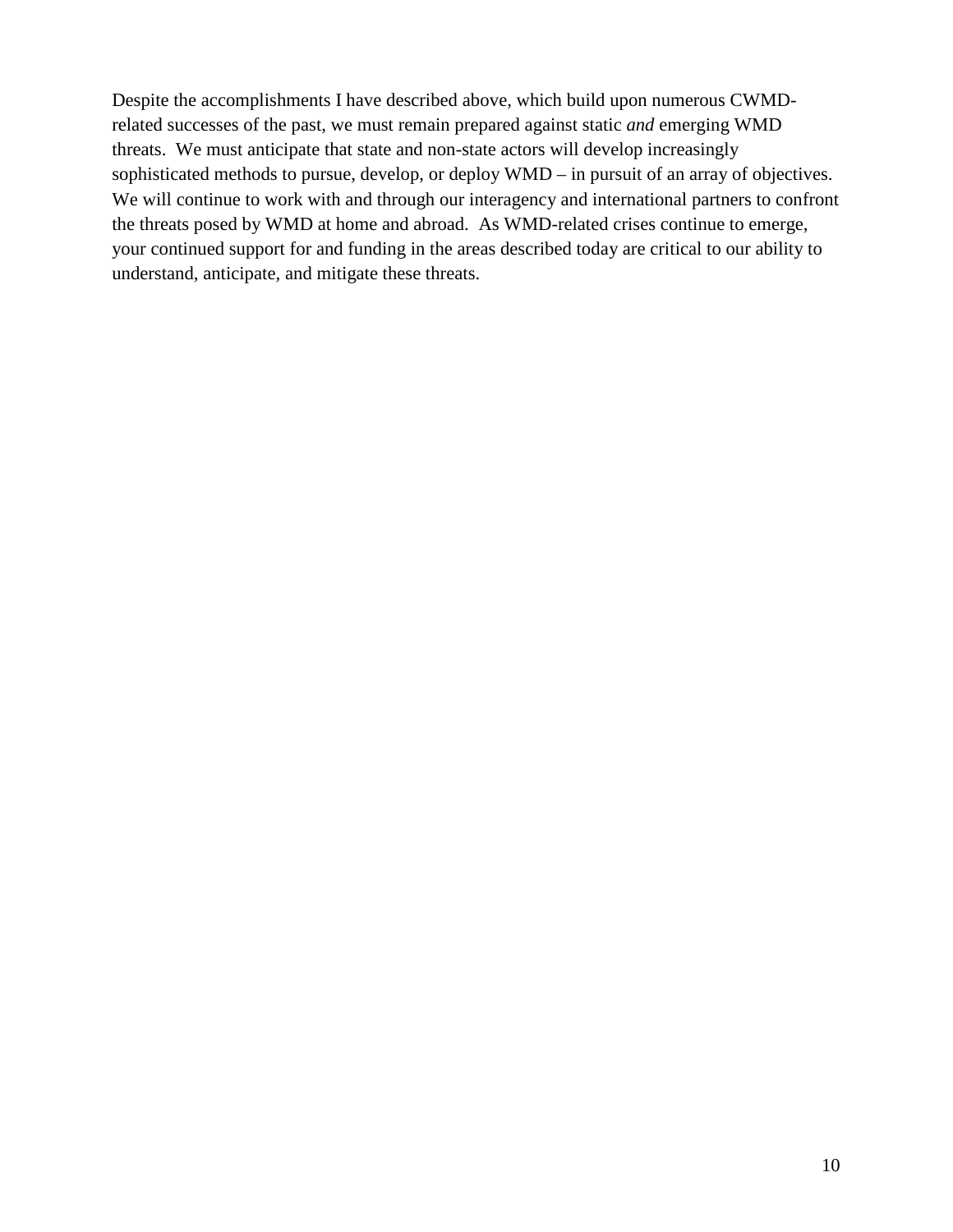Despite the accomplishments I have described above, which build upon numerous CWMD-related successes of the past, we must remain prepared against static *and* emerging WMD threats. We must anticipate that state and non-state actors will develop increasingly sophisticated methods to pursue, develop, or deploy WMD – in pursuit of an array of objectives. We will continue to work with and through our interagency and international partners to confront the threats posed by WMD at home and abroad. As WMD-related crises continue to emerge, your continued support for and funding in the areas described today are critical to our ability to understand, anticipate, and mitigate these threats.